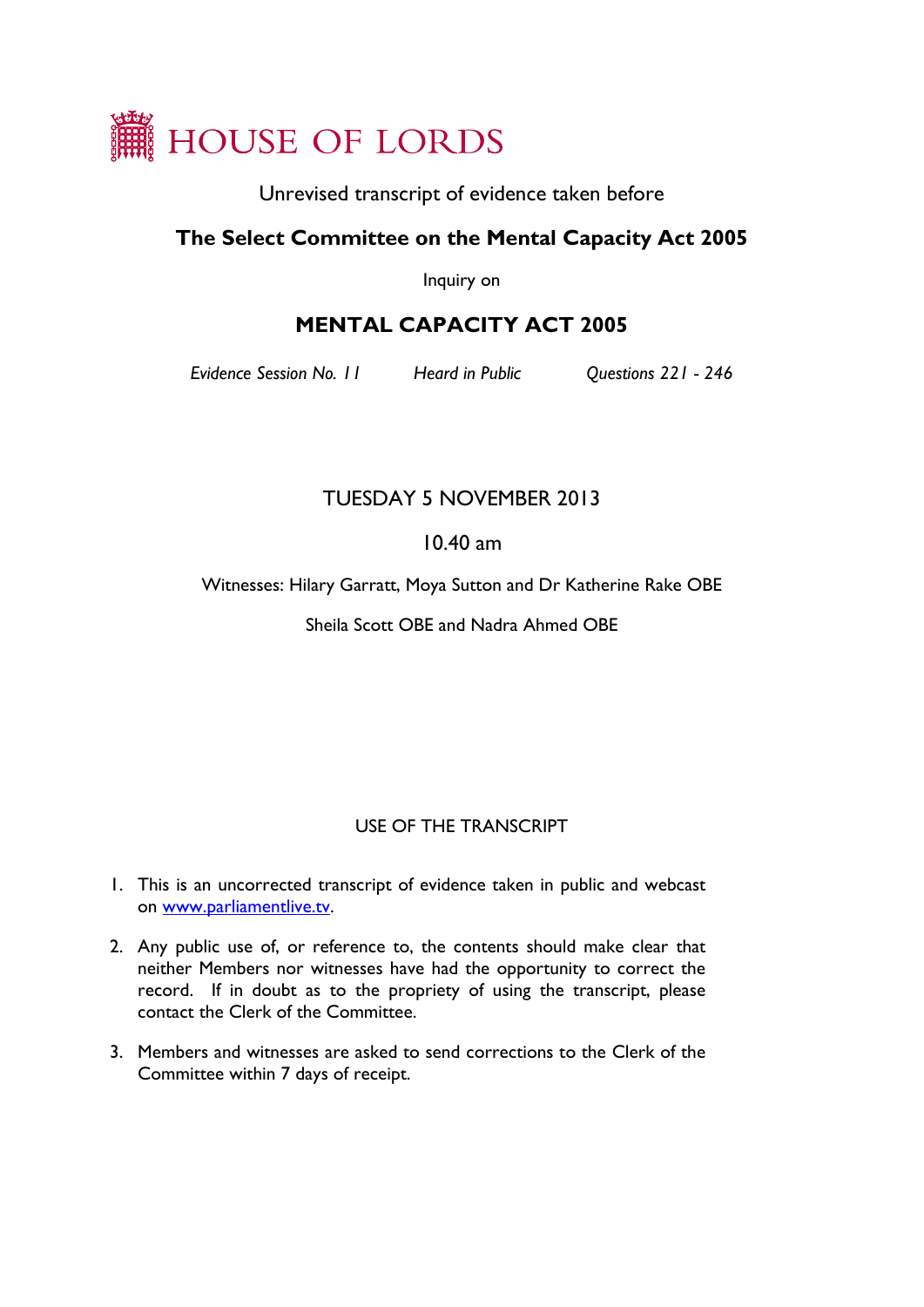# HOUSE OF LORDS

Unrevised transcript of evidence taken before

## The Select Committee on the Mental Capacity Act 2005

Inquiry on

## MENTAL CAPACITY ACT 2005

*Evidence Session No. 11* *Heard in Public* *Questions 221 - 246*

TUESDAY 5 NOVEMBER 2013

10.40 am

Witnesses: Hilary Garratt, Moya Sutton and Dr Katherine Rake OBE

Sheila Scott OBE and Nadra Ahmed OBE

USE OF THE TRANSCRIPT

1. This is an uncorrected transcript of evidence taken in public and webcast on [www.parliamentlive.tv](http://www.parliamentlive.tv).
2. Any public use of, or reference to, the contents should make clear that neither Members nor witnesses have had the opportunity to correct the record. If in doubt as to the propriety of using the transcript, please contact the Clerk of the Committee.
3. Members and witnesses are asked to send corrections to the Clerk of the Committee within 7 days of receipt.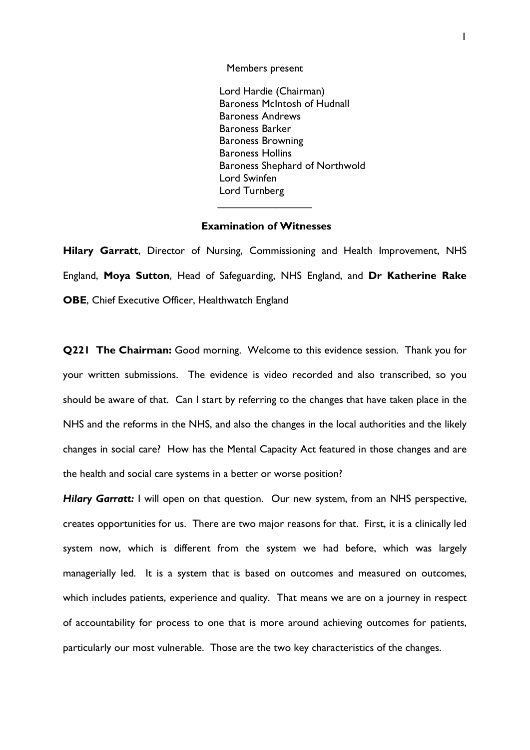Members present

Lord Hardie (Chairman)
Baroness McIntosh of Hudnall
Baroness Andrews
Baroness Barker
Baroness Browning
Baroness Hollins
Baroness Shephard of Northwold
Lord Swinfen
Lord Turnberg

---

## Examination of Witnesses

**Hilary Garratt**, Director of Nursing, Commissioning and Health Improvement, NHS England, **Moya Sutton**, Head of Safeguarding, NHS England, and **Dr Katherine Rake OBE**, Chief Executive Officer, Healthwatch England

**Q221 The Chairman:** Good morning. Welcome to this evidence session. Thank you for your written submissions. The evidence is video recorded and also transcribed, so you should be aware of that. Can I start by referring to the changes that have taken place in the NHS and the reforms in the NHS, and also the changes in the local authorities and the likely changes in social care? How has the Mental Capacity Act featured in those changes and are the health and social care systems in a better or worse position?

***Hilary Garratt:*** I will open on that question. Our new system, from an NHS perspective, creates opportunities for us. There are two major reasons for that. First, it is a clinically led system now, which is different from the system we had before, which was largely managerially led. It is a system that is based on outcomes and measured on outcomes, which includes patients, experience and quality. That means we are on a journey in respect of accountability for process to one that is more around achieving outcomes for patients, particularly our most vulnerable. Those are the two key characteristics of the changes.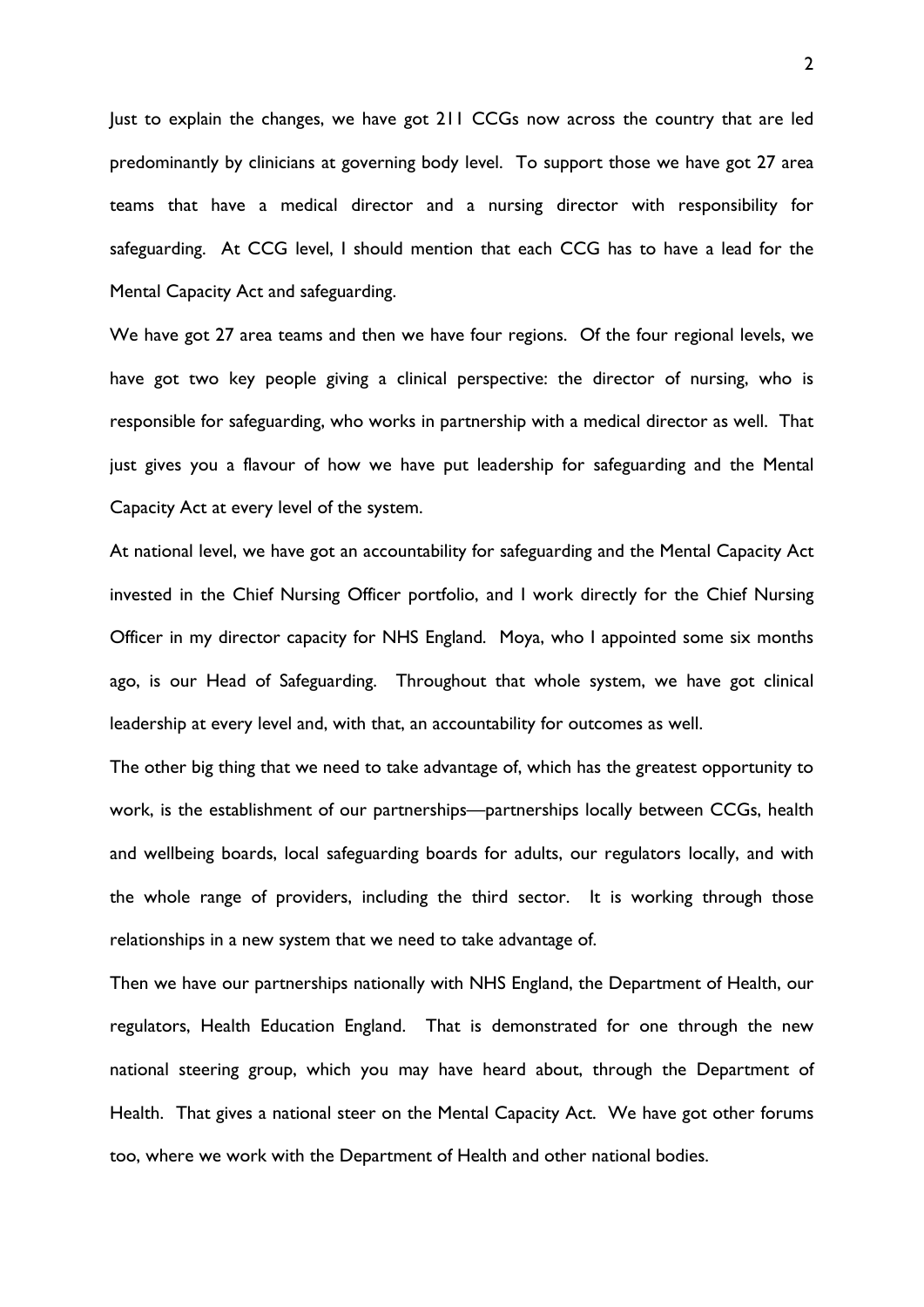Just to explain the changes, we have got 211 CCGs now across the country that are led predominantly by clinicians at governing body level. To support those we have got 27 area teams that have a medical director and a nursing director with responsibility for safeguarding. At CCG level, I should mention that each CCG has to have a lead for the Mental Capacity Act and safeguarding.

We have got 27 area teams and then we have four regions. Of the four regional levels, we have got two key people giving a clinical perspective: the director of nursing, who is responsible for safeguarding, who works in partnership with a medical director as well. That just gives you a flavour of how we have put leadership for safeguarding and the Mental Capacity Act at every level of the system.

At national level, we have got an accountability for safeguarding and the Mental Capacity Act invested in the Chief Nursing Officer portfolio, and I work directly for the Chief Nursing Officer in my director capacity for NHS England. Moya, who I appointed some six months ago, is our Head of Safeguarding. Throughout that whole system, we have got clinical leadership at every level and, with that, an accountability for outcomes as well.

The other big thing that we need to take advantage of, which has the greatest opportunity to work, is the establishment of our partnerships—partnerships locally between CCGs, health and wellbeing boards, local safeguarding boards for adults, our regulators locally, and with the whole range of providers, including the third sector. It is working through those relationships in a new system that we need to take advantage of.

Then we have our partnerships nationally with NHS England, the Department of Health, our regulators, Health Education England. That is demonstrated for one through the new national steering group, which you may have heard about, through the Department of Health. That gives a national steer on the Mental Capacity Act. We have got other forums too, where we work with the Department of Health and other national bodies.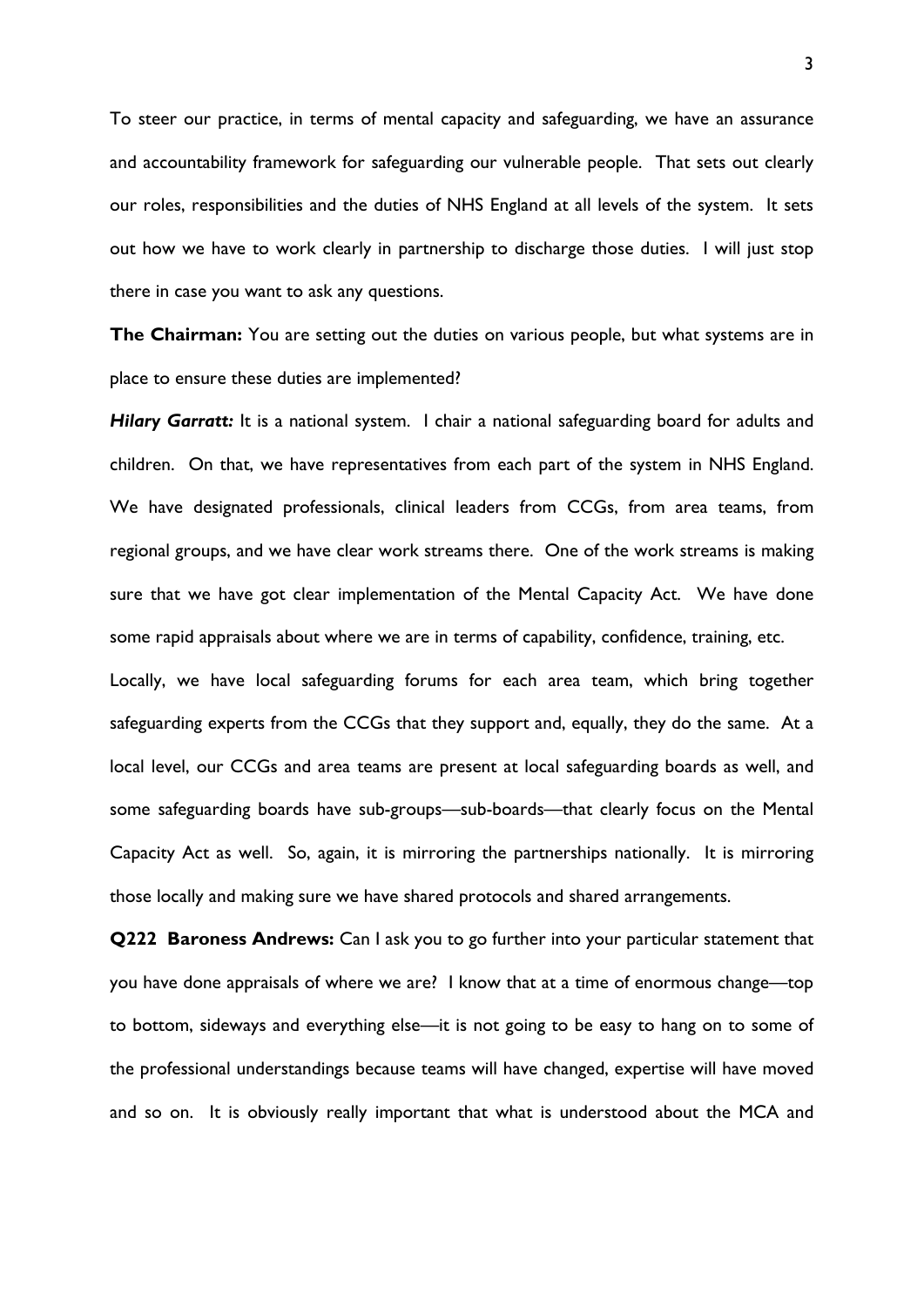To steer our practice, in terms of mental capacity and safeguarding, we have an assurance and accountability framework for safeguarding our vulnerable people. That sets out clearly our roles, responsibilities and the duties of NHS England at all levels of the system. It sets out how we have to work clearly in partnership to discharge those duties. I will just stop there in case you want to ask any questions.

**The Chairman:** You are setting out the duties on various people, but what systems are in place to ensure these duties are implemented?

***Hilary Garratt:*** It is a national system. I chair a national safeguarding board for adults and children. On that, we have representatives from each part of the system in NHS England. We have designated professionals, clinical leaders from CCGs, from area teams, from regional groups, and we have clear work streams there. One of the work streams is making sure that we have got clear implementation of the Mental Capacity Act. We have done some rapid appraisals about where we are in terms of capability, confidence, training, etc.

Locally, we have local safeguarding forums for each area team, which bring together safeguarding experts from the CCGs that they support and, equally, they do the same. At a local level, our CCGs and area teams are present at local safeguarding boards as well, and some safeguarding boards have sub-groups—sub-boards—that clearly focus on the Mental Capacity Act as well. So, again, it is mirroring the partnerships nationally. It is mirroring those locally and making sure we have shared protocols and shared arrangements.

**Q222 Baroness Andrews:** Can I ask you to go further into your particular statement that you have done appraisals of where we are? I know that at a time of enormous change—top to bottom, sideways and everything else—it is not going to be easy to hang on to some of the professional understandings because teams will have changed, expertise will have moved and so on. It is obviously really important that what is understood about the MCA and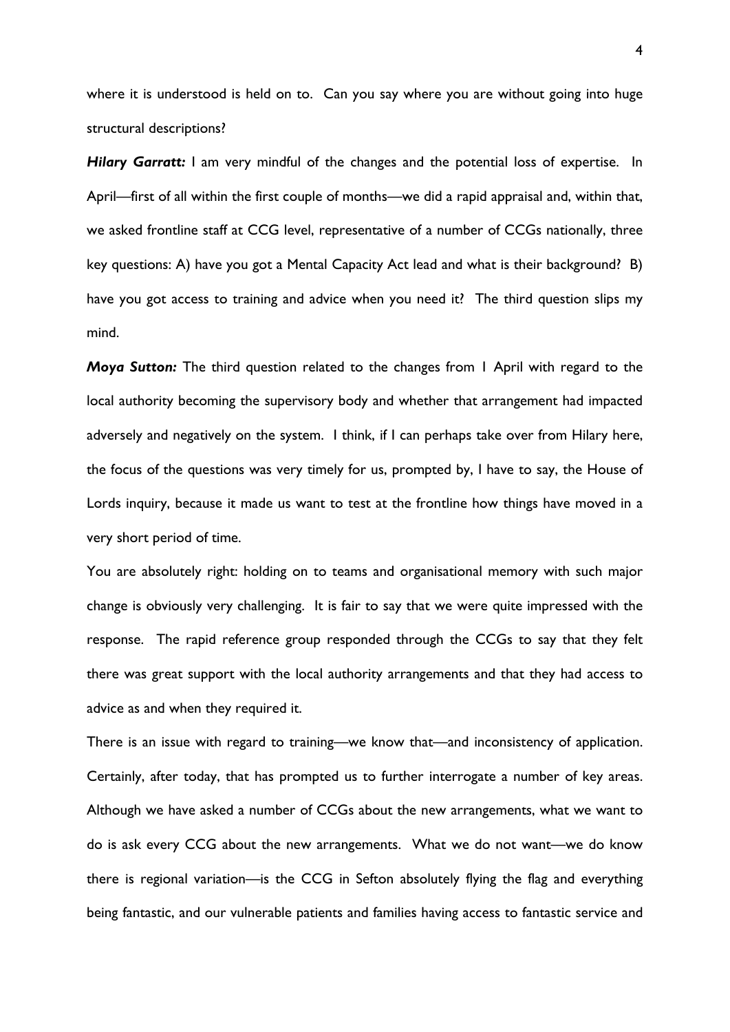where it is understood is held on to. Can you say where you are without going into huge structural descriptions?

***Hilary Garratt:*** I am very mindful of the changes and the potential loss of expertise. In April—first of all within the first couple of months—we did a rapid appraisal and, within that, we asked frontline staff at CCG level, representative of a number of CCGs nationally, three key questions: A) have you got a Mental Capacity Act lead and what is their background? B) have you got access to training and advice when you need it? The third question slips my mind.

***Moya Sutton:*** The third question related to the changes from 1 April with regard to the local authority becoming the supervisory body and whether that arrangement had impacted adversely and negatively on the system. I think, if I can perhaps take over from Hilary here, the focus of the questions was very timely for us, prompted by, I have to say, the House of Lords inquiry, because it made us want to test at the frontline how things have moved in a very short period of time.

You are absolutely right: holding on to teams and organisational memory with such major change is obviously very challenging. It is fair to say that we were quite impressed with the response. The rapid reference group responded through the CCGs to say that they felt there was great support with the local authority arrangements and that they had access to advice as and when they required it.

There is an issue with regard to training—we know that—and inconsistency of application. Certainly, after today, that has prompted us to further interrogate a number of key areas. Although we have asked a number of CCGs about the new arrangements, what we want to do is ask every CCG about the new arrangements. What we do not want—we do know there is regional variation—is the CCG in Sefton absolutely flying the flag and everything being fantastic, and our vulnerable patients and families having access to fantastic service and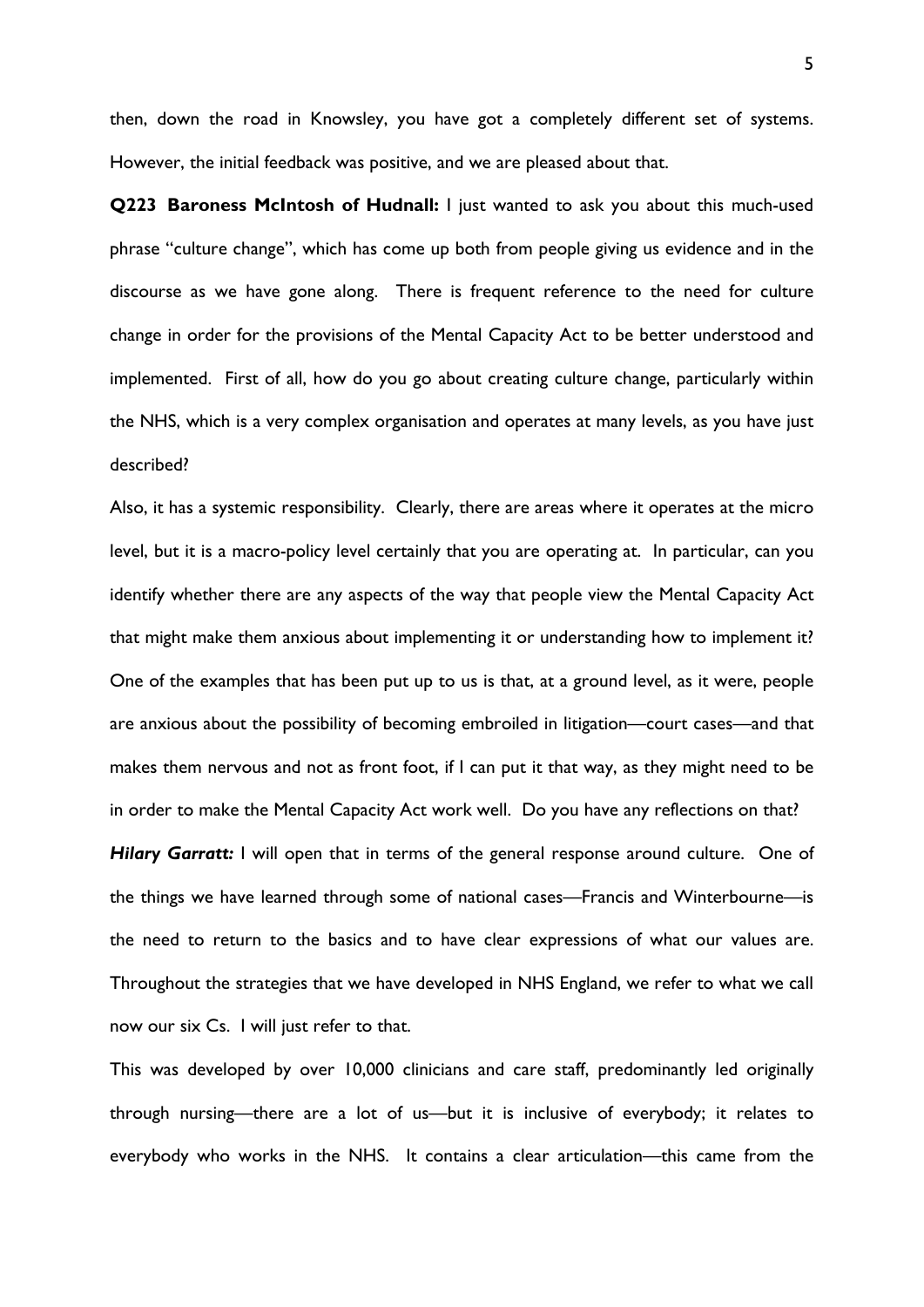then, down the road in Knowsley, you have got a completely different set of systems. However, the initial feedback was positive, and we are pleased about that.

**Q223 Baroness McIntosh of Hudnall:** I just wanted to ask you about this much-used phrase "culture change", which has come up both from people giving us evidence and in the discourse as we have gone along. There is frequent reference to the need for culture change in order for the provisions of the Mental Capacity Act to be better understood and implemented. First of all, how do you go about creating culture change, particularly within the NHS, which is a very complex organisation and operates at many levels, as you have just described?

Also, it has a systemic responsibility. Clearly, there are areas where it operates at the micro level, but it is a macro-policy level certainly that you are operating at. In particular, can you identify whether there are any aspects of the way that people view the Mental Capacity Act that might make them anxious about implementing it or understanding how to implement it? One of the examples that has been put up to us is that, at a ground level, as it were, people are anxious about the possibility of becoming embroiled in litigation—court cases—and that makes them nervous and not as front foot, if I can put it that way, as they might need to be in order to make the Mental Capacity Act work well. Do you have any reflections on that?

***Hilary Garratt:*** I will open that in terms of the general response around culture. One of the things we have learned through some of national cases—Francis and Winterbourne—is the need to return to the basics and to have clear expressions of what our values are. Throughout the strategies that we have developed in NHS England, we refer to what we call now our six Cs. I will just refer to that.

This was developed by over 10,000 clinicians and care staff, predominantly led originally through nursing—there are a lot of us—but it is inclusive of everybody; it relates to everybody who works in the NHS. It contains a clear articulation—this came from the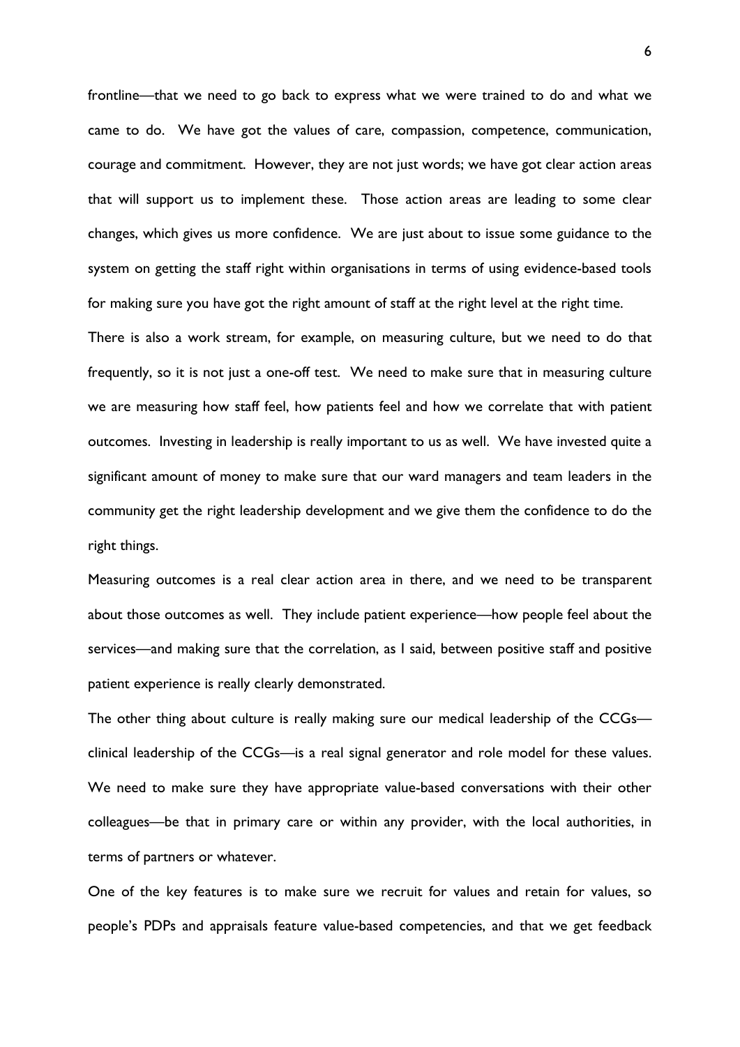frontline—that we need to go back to express what we were trained to do and what we came to do. We have got the values of care, compassion, competence, communication, courage and commitment. However, they are not just words; we have got clear action areas that will support us to implement these. Those action areas are leading to some clear changes, which gives us more confidence. We are just about to issue some guidance to the system on getting the staff right within organisations in terms of using evidence-based tools for making sure you have got the right amount of staff at the right level at the right time.

There is also a work stream, for example, on measuring culture, but we need to do that frequently, so it is not just a one-off test. We need to make sure that in measuring culture we are measuring how staff feel, how patients feel and how we correlate that with patient outcomes. Investing in leadership is really important to us as well. We have invested quite a significant amount of money to make sure that our ward managers and team leaders in the community get the right leadership development and we give them the confidence to do the right things.

Measuring outcomes is a real clear action area in there, and we need to be transparent about those outcomes as well. They include patient experience—how people feel about the services—and making sure that the correlation, as I said, between positive staff and positive patient experience is really clearly demonstrated.

The other thing about culture is really making sure our medical leadership of the CCGs—clinical leadership of the CCGs—is a real signal generator and role model for these values. We need to make sure they have appropriate value-based conversations with their other colleagues—be that in primary care or within any provider, with the local authorities, in terms of partners or whatever.

One of the key features is to make sure we recruit for values and retain for values, so people's PDPs and appraisals feature value-based competencies, and that we get feedback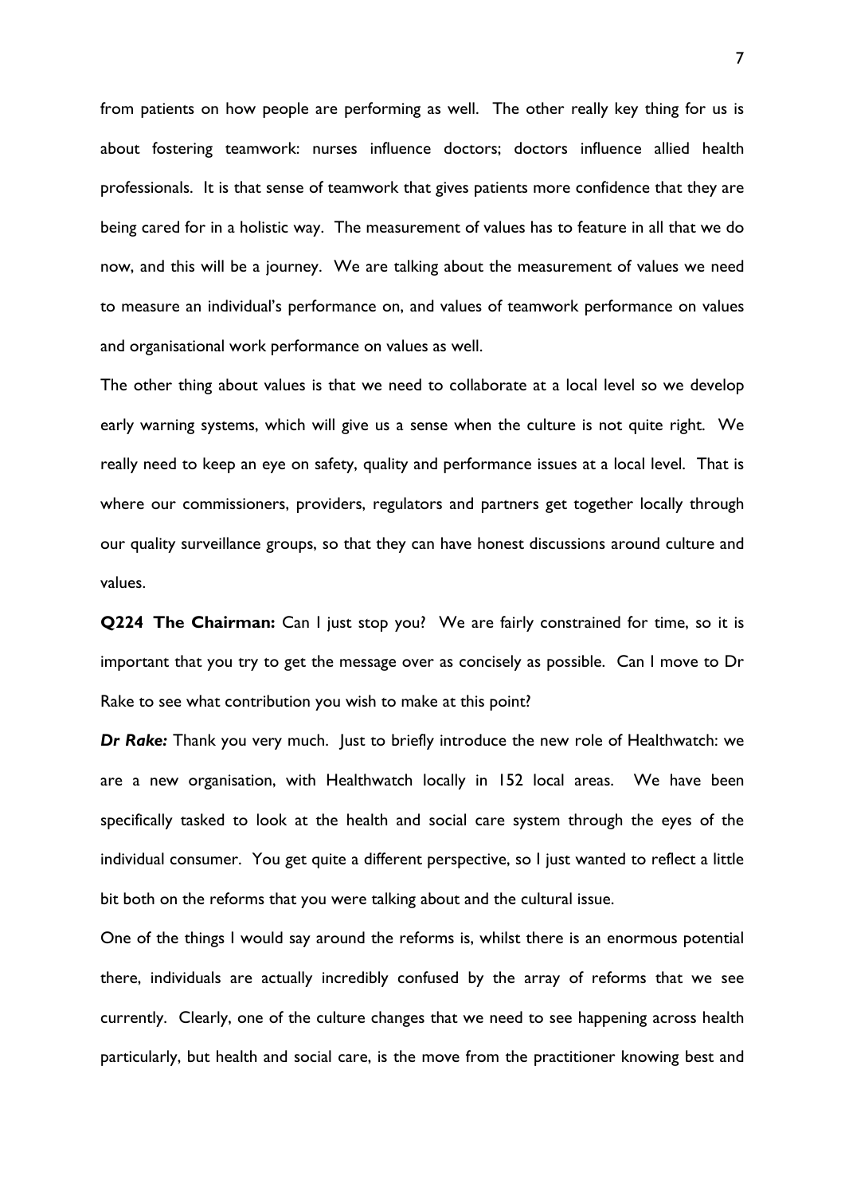from patients on how people are performing as well. The other really key thing for us is about fostering teamwork: nurses influence doctors; doctors influence allied health professionals. It is that sense of teamwork that gives patients more confidence that they are being cared for in a holistic way. The measurement of values has to feature in all that we do now, and this will be a journey. We are talking about the measurement of values we need to measure an individual's performance on, and values of teamwork performance on values and organisational work performance on values as well.

The other thing about values is that we need to collaborate at a local level so we develop early warning systems, which will give us a sense when the culture is not quite right. We really need to keep an eye on safety, quality and performance issues at a local level. That is where our commissioners, providers, regulators and partners get together locally through our quality surveillance groups, so that they can have honest discussions around culture and values.

**Q224 The Chairman:** Can I just stop you? We are fairly constrained for time, so it is important that you try to get the message over as concisely as possible. Can I move to Dr Rake to see what contribution you wish to make at this point?

***Dr Rake:*** Thank you very much. Just to briefly introduce the new role of Healthwatch: we are a new organisation, with Healthwatch locally in 152 local areas. We have been specifically tasked to look at the health and social care system through the eyes of the individual consumer. You get quite a different perspective, so I just wanted to reflect a little bit both on the reforms that you were talking about and the cultural issue.

One of the things I would say around the reforms is, whilst there is an enormous potential there, individuals are actually incredibly confused by the array of reforms that we see currently. Clearly, one of the culture changes that we need to see happening across health particularly, but health and social care, is the move from the practitioner knowing best and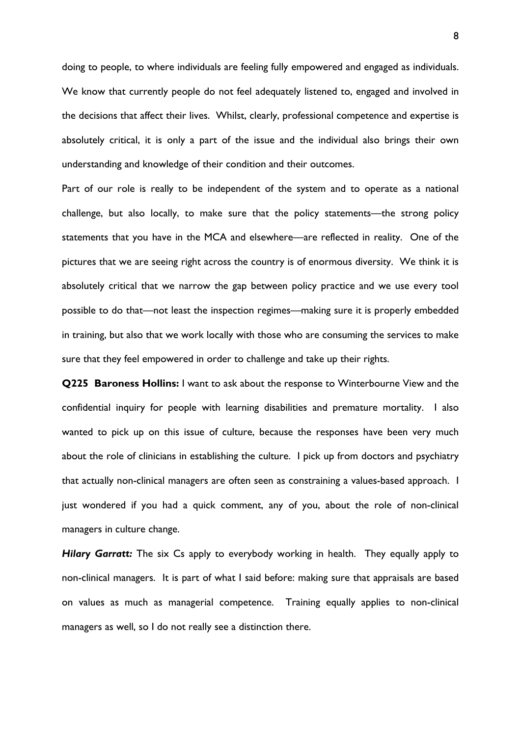doing to people, to where individuals are feeling fully empowered and engaged as individuals. We know that currently people do not feel adequately listened to, engaged and involved in the decisions that affect their lives. Whilst, clearly, professional competence and expertise is absolutely critical, it is only a part of the issue and the individual also brings their own understanding and knowledge of their condition and their outcomes.

Part of our role is really to be independent of the system and to operate as a national challenge, but also locally, to make sure that the policy statements—the strong policy statements that you have in the MCA and elsewhere—are reflected in reality. One of the pictures that we are seeing right across the country is of enormous diversity. We think it is absolutely critical that we narrow the gap between policy practice and we use every tool possible to do that—not least the inspection regimes—making sure it is properly embedded in training, but also that we work locally with those who are consuming the services to make sure that they feel empowered in order to challenge and take up their rights.

**Q225 Baroness Hollins:** I want to ask about the response to Winterbourne View and the confidential inquiry for people with learning disabilities and premature mortality. I also wanted to pick up on this issue of culture, because the responses have been very much about the role of clinicians in establishing the culture. I pick up from doctors and psychiatry that actually non-clinical managers are often seen as constraining a values-based approach. I just wondered if you had a quick comment, any of you, about the role of non-clinical managers in culture change.

***Hilary Garratt:*** The six Cs apply to everybody working in health. They equally apply to non-clinical managers. It is part of what I said before: making sure that appraisals are based on values as much as managerial competence. Training equally applies to non-clinical managers as well, so I do not really see a distinction there.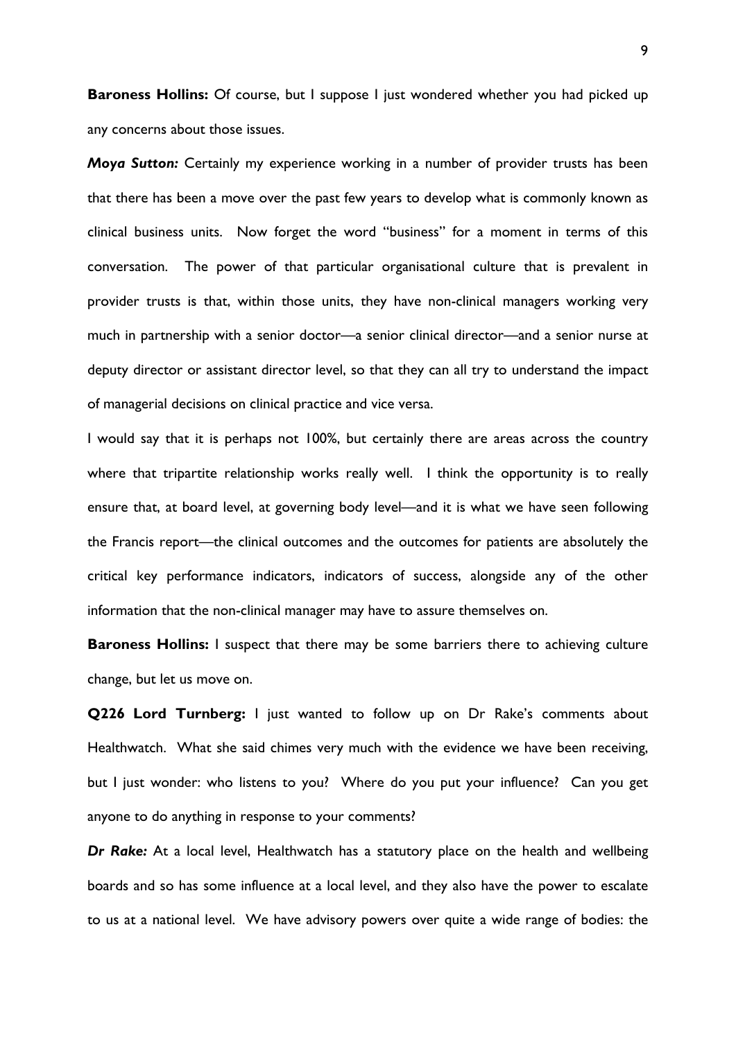**Baroness Hollins:** Of course, but I suppose I just wondered whether you had picked up any concerns about those issues.

***Moya Sutton:*** Certainly my experience working in a number of provider trusts has been that there has been a move over the past few years to develop what is commonly known as clinical business units. Now forget the word "business" for a moment in terms of this conversation. The power of that particular organisational culture that is prevalent in provider trusts is that, within those units, they have non-clinical managers working very much in partnership with a senior doctor—a senior clinical director—and a senior nurse at deputy director or assistant director level, so that they can all try to understand the impact of managerial decisions on clinical practice and vice versa.

I would say that it is perhaps not 100%, but certainly there are areas across the country where that tripartite relationship works really well. I think the opportunity is to really ensure that, at board level, at governing body level—and it is what we have seen following the Francis report—the clinical outcomes and the outcomes for patients are absolutely the critical key performance indicators, indicators of success, alongside any of the other information that the non-clinical manager may have to assure themselves on.

**Baroness Hollins:** I suspect that there may be some barriers there to achieving culture change, but let us move on.

**Q226 Lord Turnberg:** I just wanted to follow up on Dr Rake's comments about Healthwatch. What she said chimes very much with the evidence we have been receiving, but I just wonder: who listens to you? Where do you put your influence? Can you get anyone to do anything in response to your comments?

***Dr Rake:*** At a local level, Healthwatch has a statutory place on the health and wellbeing boards and so has some influence at a local level, and they also have the power to escalate to us at a national level. We have advisory powers over quite a wide range of bodies: the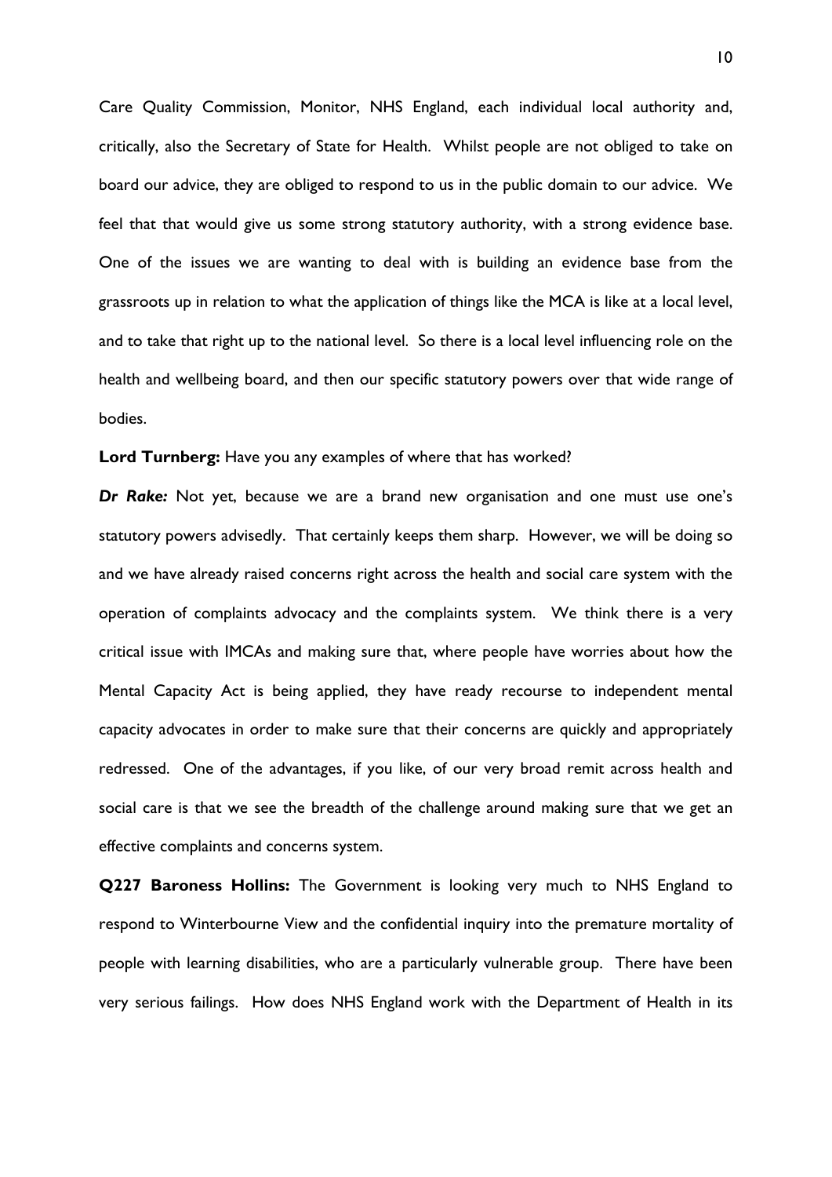Care Quality Commission, Monitor, NHS England, each individual local authority and, critically, also the Secretary of State for Health. Whilst people are not obliged to take on board our advice, they are obliged to respond to us in the public domain to our advice. We feel that that would give us some strong statutory authority, with a strong evidence base. One of the issues we are wanting to deal with is building an evidence base from the grassroots up in relation to what the application of things like the MCA is like at a local level, and to take that right up to the national level. So there is a local level influencing role on the health and wellbeing board, and then our specific statutory powers over that wide range of bodies.

**Lord Turnberg:** Have you any examples of where that has worked?

***Dr Rake:*** Not yet, because we are a brand new organisation and one must use one's statutory powers advisedly. That certainly keeps them sharp. However, we will be doing so and we have already raised concerns right across the health and social care system with the operation of complaints advocacy and the complaints system. We think there is a very critical issue with IMCAs and making sure that, where people have worries about how the Mental Capacity Act is being applied, they have ready recourse to independent mental capacity advocates in order to make sure that their concerns are quickly and appropriately redressed. One of the advantages, if you like, of our very broad remit across health and social care is that we see the breadth of the challenge around making sure that we get an effective complaints and concerns system.

**Q227 Baroness Hollins:** The Government is looking very much to NHS England to respond to Winterbourne View and the confidential inquiry into the premature mortality of people with learning disabilities, who are a particularly vulnerable group. There have been very serious failings. How does NHS England work with the Department of Health in its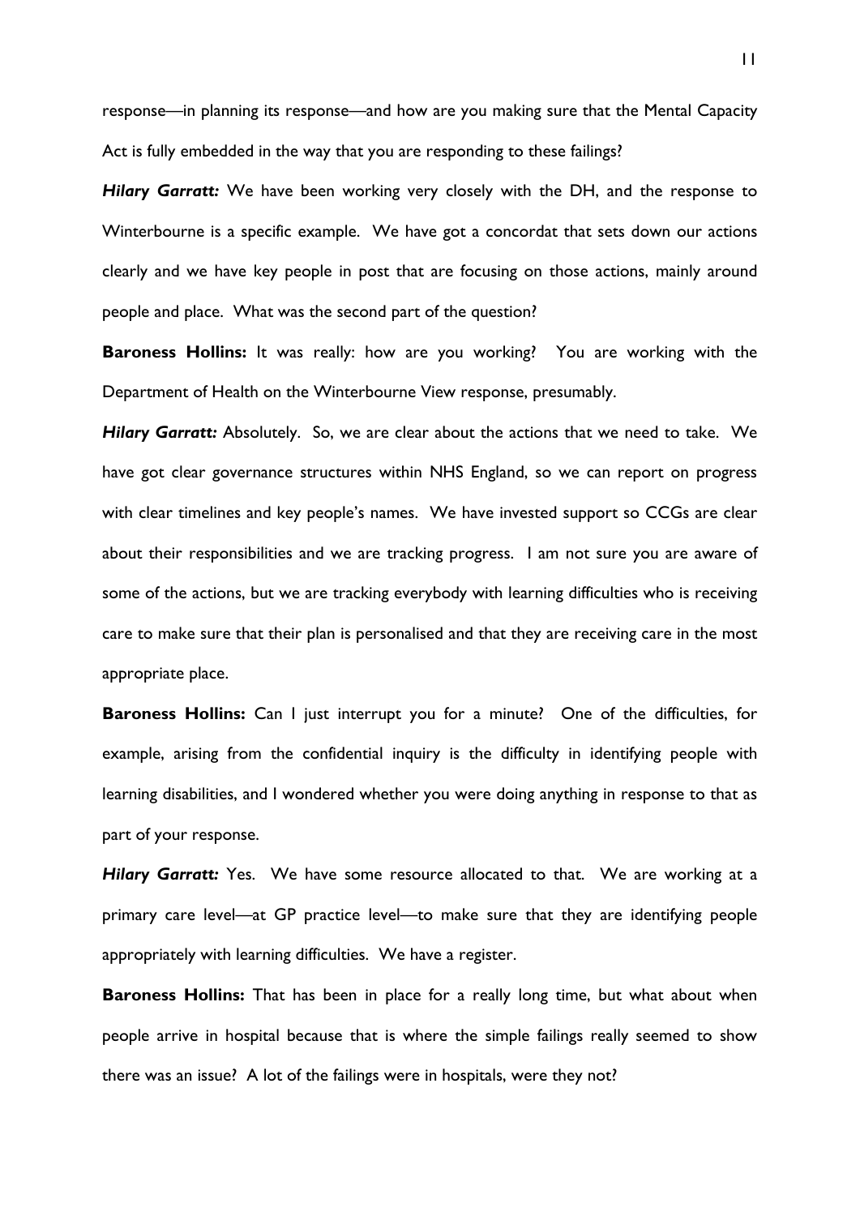response—in planning its response—and how are you making sure that the Mental Capacity Act is fully embedded in the way that you are responding to these failings?

***Hilary Garratt:*** We have been working very closely with the DH, and the response to Winterbourne is a specific example. We have got a concordat that sets down our actions clearly and we have key people in post that are focusing on those actions, mainly around people and place. What was the second part of the question?

**Baroness Hollins:** It was really: how are you working? You are working with the Department of Health on the Winterbourne View response, presumably.

***Hilary Garratt:*** Absolutely. So, we are clear about the actions that we need to take. We have got clear governance structures within NHS England, so we can report on progress with clear timelines and key people's names. We have invested support so CCGs are clear about their responsibilities and we are tracking progress. I am not sure you are aware of some of the actions, but we are tracking everybody with learning difficulties who is receiving care to make sure that their plan is personalised and that they are receiving care in the most appropriate place.

**Baroness Hollins:** Can I just interrupt you for a minute? One of the difficulties, for example, arising from the confidential inquiry is the difficulty in identifying people with learning disabilities, and I wondered whether you were doing anything in response to that as part of your response.

***Hilary Garratt:*** Yes. We have some resource allocated to that. We are working at a primary care level—at GP practice level—to make sure that they are identifying people appropriately with learning difficulties. We have a register.

**Baroness Hollins:** That has been in place for a really long time, but what about when people arrive in hospital because that is where the simple failings really seemed to show there was an issue? A lot of the failings were in hospitals, were they not?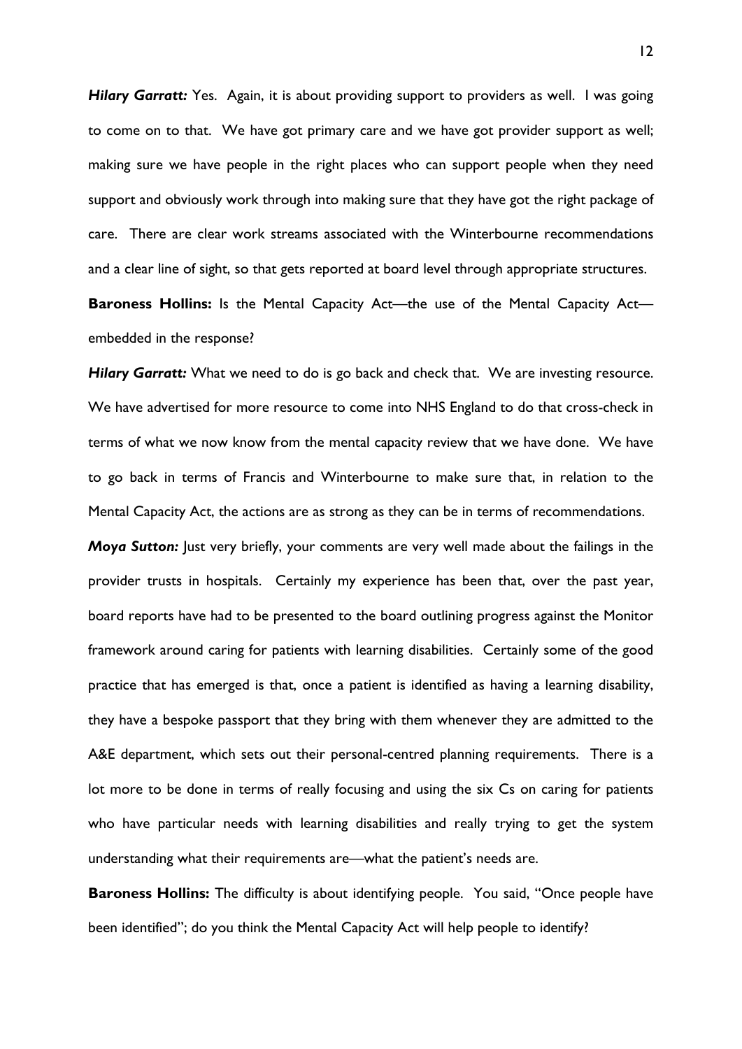***Hilary Garratt:*** Yes. Again, it is about providing support to providers as well. I was going to come on to that. We have got primary care and we have got provider support as well; making sure we have people in the right places who can support people when they need support and obviously work through into making sure that they have got the right package of care. There are clear work streams associated with the Winterbourne recommendations and a clear line of sight, so that gets reported at board level through appropriate structures.

**Baroness Hollins:** Is the Mental Capacity Act—the use of the Mental Capacity Act—embedded in the response?

***Hilary Garratt:*** What we need to do is go back and check that. We are investing resource. We have advertised for more resource to come into NHS England to do that cross-check in terms of what we now know from the mental capacity review that we have done. We have to go back in terms of Francis and Winterbourne to make sure that, in relation to the Mental Capacity Act, the actions are as strong as they can be in terms of recommendations.

***Moya Sutton:*** Just very briefly, your comments are very well made about the failings in the provider trusts in hospitals. Certainly my experience has been that, over the past year, board reports have had to be presented to the board outlining progress against the Monitor framework around caring for patients with learning disabilities. Certainly some of the good practice that has emerged is that, once a patient is identified as having a learning disability, they have a bespoke passport that they bring with them whenever they are admitted to the A&E department, which sets out their personal-centred planning requirements. There is a lot more to be done in terms of really focusing and using the six Cs on caring for patients who have particular needs with learning disabilities and really trying to get the system understanding what their requirements are—what the patient's needs are.

**Baroness Hollins:** The difficulty is about identifying people. You said, "Once people have been identified"; do you think the Mental Capacity Act will help people to identify?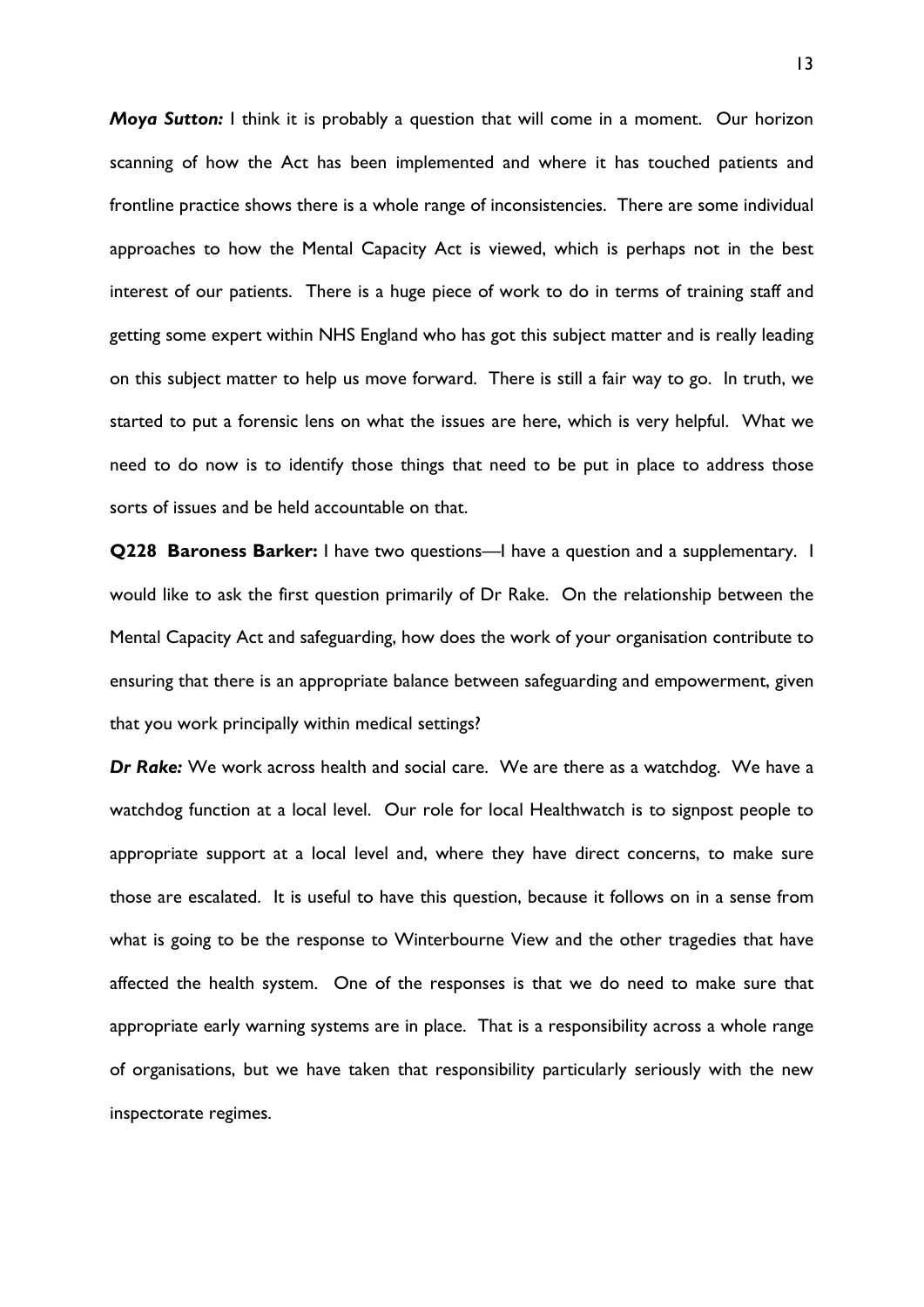***Moya Sutton:*** I think it is probably a question that will come in a moment. Our horizon scanning of how the Act has been implemented and where it has touched patients and frontline practice shows there is a whole range of inconsistencies. There are some individual approaches to how the Mental Capacity Act is viewed, which is perhaps not in the best interest of our patients. There is a huge piece of work to do in terms of training staff and getting some expert within NHS England who has got this subject matter and is really leading on this subject matter to help us move forward. There is still a fair way to go. In truth, we started to put a forensic lens on what the issues are here, which is very helpful. What we need to do now is to identify those things that need to be put in place to address those sorts of issues and be held accountable on that.

**Q228 Baroness Barker:** I have two questions—I have a question and a supplementary. I would like to ask the first question primarily of Dr Rake. On the relationship between the Mental Capacity Act and safeguarding, how does the work of your organisation contribute to ensuring that there is an appropriate balance between safeguarding and empowerment, given that you work principally within medical settings?

***Dr Rake:*** We work across health and social care. We are there as a watchdog. We have a watchdog function at a local level. Our role for local Healthwatch is to signpost people to appropriate support at a local level and, where they have direct concerns, to make sure those are escalated. It is useful to have this question, because it follows on in a sense from what is going to be the response to Winterbourne View and the other tragedies that have affected the health system. One of the responses is that we do need to make sure that appropriate early warning systems are in place. That is a responsibility across a whole range of organisations, but we have taken that responsibility particularly seriously with the new inspectorate regimes.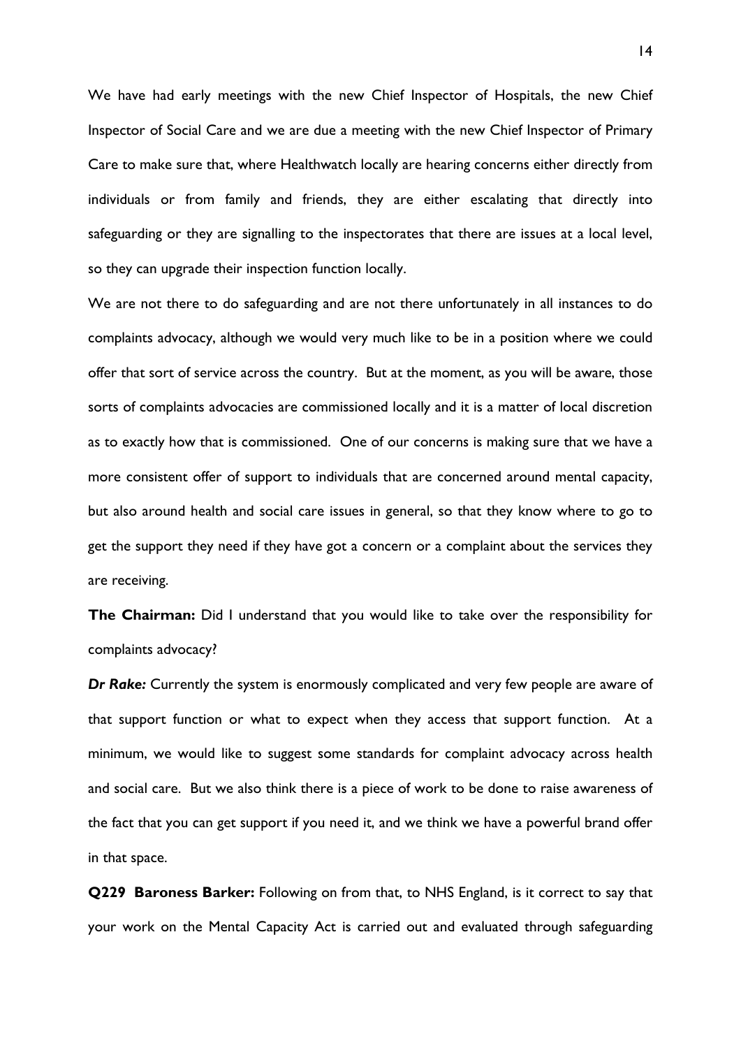We have had early meetings with the new Chief Inspector of Hospitals, the new Chief Inspector of Social Care and we are due a meeting with the new Chief Inspector of Primary Care to make sure that, where Healthwatch locally are hearing concerns either directly from individuals or from family and friends, they are either escalating that directly into safeguarding or they are signalling to the inspectorates that there are issues at a local level, so they can upgrade their inspection function locally.

We are not there to do safeguarding and are not there unfortunately in all instances to do complaints advocacy, although we would very much like to be in a position where we could offer that sort of service across the country. But at the moment, as you will be aware, those sorts of complaints advocacies are commissioned locally and it is a matter of local discretion as to exactly how that is commissioned. One of our concerns is making sure that we have a more consistent offer of support to individuals that are concerned around mental capacity, but also around health and social care issues in general, so that they know where to go to get the support they need if they have got a concern or a complaint about the services they are receiving.

**The Chairman:** Did I understand that you would like to take over the responsibility for complaints advocacy?

***Dr Rake:*** Currently the system is enormously complicated and very few people are aware of that support function or what to expect when they access that support function. At a minimum, we would like to suggest some standards for complaint advocacy across health and social care. But we also think there is a piece of work to be done to raise awareness of the fact that you can get support if you need it, and we think we have a powerful brand offer in that space.

**Q229 Baroness Barker:** Following on from that, to NHS England, is it correct to say that your work on the Mental Capacity Act is carried out and evaluated through safeguarding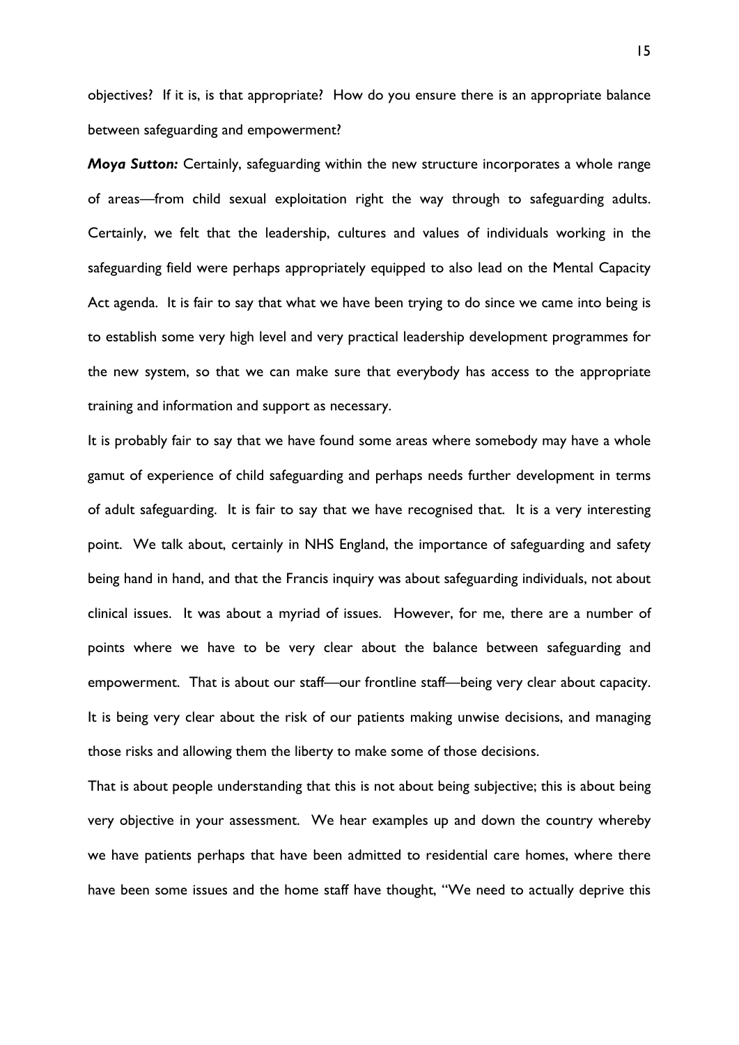objectives? If it is, is that appropriate? How do you ensure there is an appropriate balance between safeguarding and empowerment?

***Moya Sutton:*** Certainly, safeguarding within the new structure incorporates a whole range of areas—from child sexual exploitation right the way through to safeguarding adults. Certainly, we felt that the leadership, cultures and values of individuals working in the safeguarding field were perhaps appropriately equipped to also lead on the Mental Capacity Act agenda. It is fair to say that what we have been trying to do since we came into being is to establish some very high level and very practical leadership development programmes for the new system, so that we can make sure that everybody has access to the appropriate training and information and support as necessary.

It is probably fair to say that we have found some areas where somebody may have a whole gamut of experience of child safeguarding and perhaps needs further development in terms of adult safeguarding. It is fair to say that we have recognised that. It is a very interesting point. We talk about, certainly in NHS England, the importance of safeguarding and safety being hand in hand, and that the Francis inquiry was about safeguarding individuals, not about clinical issues. It was about a myriad of issues. However, for me, there are a number of points where we have to be very clear about the balance between safeguarding and empowerment. That is about our staff—our frontline staff—being very clear about capacity. It is being very clear about the risk of our patients making unwise decisions, and managing those risks and allowing them the liberty to make some of those decisions.

That is about people understanding that this is not about being subjective; this is about being very objective in your assessment. We hear examples up and down the country whereby we have patients perhaps that have been admitted to residential care homes, where there have been some issues and the home staff have thought, "We need to actually deprive this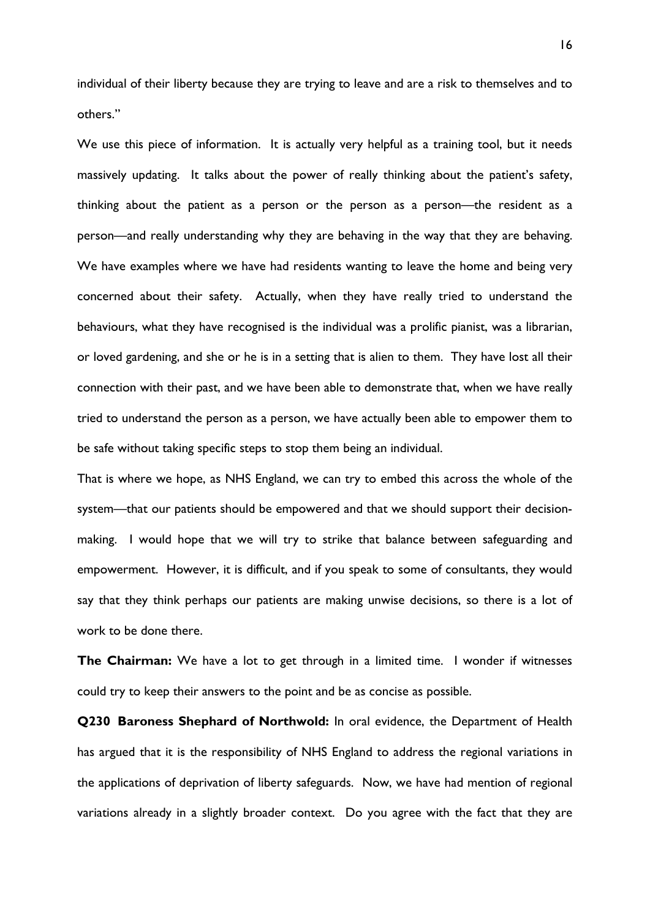individual of their liberty because they are trying to leave and are a risk to themselves and to others."

We use this piece of information. It is actually very helpful as a training tool, but it needs massively updating. It talks about the power of really thinking about the patient's safety, thinking about the patient as a person or the person as a person—the resident as a person—and really understanding why they are behaving in the way that they are behaving. We have examples where we have had residents wanting to leave the home and being very concerned about their safety. Actually, when they have really tried to understand the behaviours, what they have recognised is the individual was a prolific pianist, was a librarian, or loved gardening, and she or he is in a setting that is alien to them. They have lost all their connection with their past, and we have been able to demonstrate that, when we have really tried to understand the person as a person, we have actually been able to empower them to be safe without taking specific steps to stop them being an individual.

That is where we hope, as NHS England, we can try to embed this across the whole of the system—that our patients should be empowered and that we should support their decision-making. I would hope that we will try to strike that balance between safeguarding and empowerment. However, it is difficult, and if you speak to some of consultants, they would say that they think perhaps our patients are making unwise decisions, so there is a lot of work to be done there.

**The Chairman:** We have a lot to get through in a limited time. I wonder if witnesses could try to keep their answers to the point and be as concise as possible.

**Q230 Baroness Shephard of Northwold:** In oral evidence, the Department of Health has argued that it is the responsibility of NHS England to address the regional variations in the applications of deprivation of liberty safeguards. Now, we have had mention of regional variations already in a slightly broader context. Do you agree with the fact that they are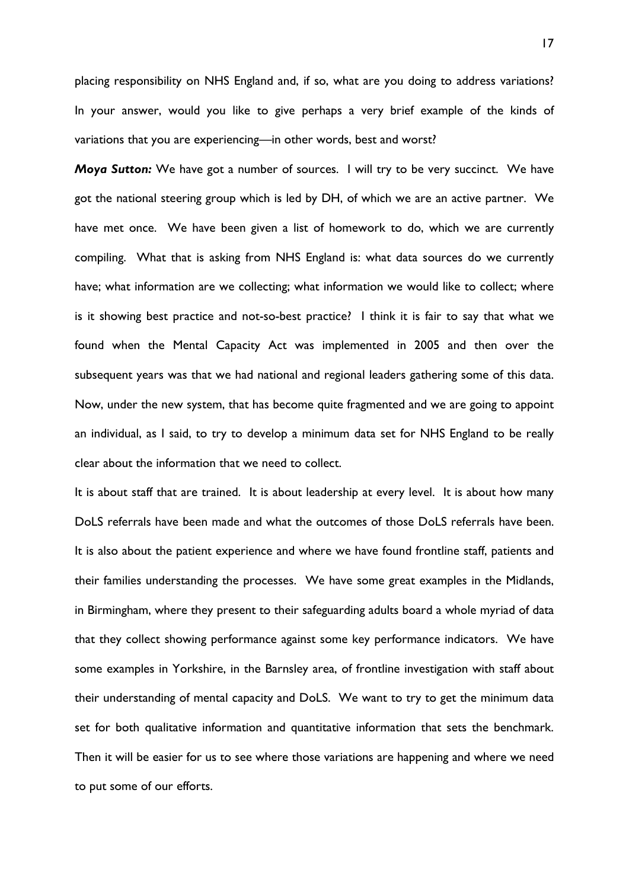placing responsibility on NHS England and, if so, what are you doing to address variations? In your answer, would you like to give perhaps a very brief example of the kinds of variations that you are experiencing—in other words, best and worst?

***Moya Sutton:*** We have got a number of sources. I will try to be very succinct. We have got the national steering group which is led by DH, of which we are an active partner. We have met once. We have been given a list of homework to do, which we are currently compiling. What that is asking from NHS England is: what data sources do we currently have; what information are we collecting; what information we would like to collect; where is it showing best practice and not-so-best practice? I think it is fair to say that what we found when the Mental Capacity Act was implemented in 2005 and then over the subsequent years was that we had national and regional leaders gathering some of this data. Now, under the new system, that has become quite fragmented and we are going to appoint an individual, as I said, to try to develop a minimum data set for NHS England to be really clear about the information that we need to collect.

It is about staff that are trained. It is about leadership at every level. It is about how many DoLS referrals have been made and what the outcomes of those DoLS referrals have been. It is also about the patient experience and where we have found frontline staff, patients and their families understanding the processes. We have some great examples in the Midlands, in Birmingham, where they present to their safeguarding adults board a whole myriad of data that they collect showing performance against some key performance indicators. We have some examples in Yorkshire, in the Barnsley area, of frontline investigation with staff about their understanding of mental capacity and DoLS. We want to try to get the minimum data set for both qualitative information and quantitative information that sets the benchmark. Then it will be easier for us to see where those variations are happening and where we need to put some of our efforts.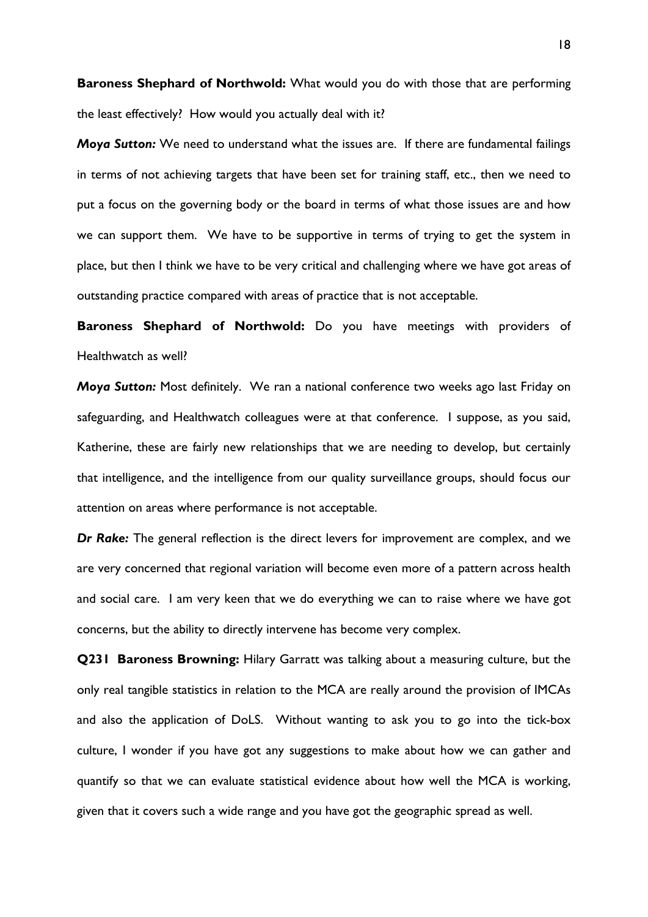**Baroness Shephard of Northwold:** What would you do with those that are performing the least effectively? How would you actually deal with it?

***Moya Sutton:*** We need to understand what the issues are. If there are fundamental failings in terms of not achieving targets that have been set for training staff, etc., then we need to put a focus on the governing body or the board in terms of what those issues are and how we can support them. We have to be supportive in terms of trying to get the system in place, but then I think we have to be very critical and challenging where we have got areas of outstanding practice compared with areas of practice that is not acceptable.

**Baroness Shephard of Northwold:** Do you have meetings with providers of Healthwatch as well?

***Moya Sutton:*** Most definitely. We ran a national conference two weeks ago last Friday on safeguarding, and Healthwatch colleagues were at that conference. I suppose, as you said, Katherine, these are fairly new relationships that we are needing to develop, but certainly that intelligence, and the intelligence from our quality surveillance groups, should focus our attention on areas where performance is not acceptable.

***Dr Rake:*** The general reflection is the direct levers for improvement are complex, and we are very concerned that regional variation will become even more of a pattern across health and social care. I am very keen that we do everything we can to raise where we have got concerns, but the ability to directly intervene has become very complex.

**Q231 Baroness Browning:** Hilary Garratt was talking about a measuring culture, but the only real tangible statistics in relation to the MCA are really around the provision of IMCAs and also the application of DoLS. Without wanting to ask you to go into the tick-box culture, I wonder if you have got any suggestions to make about how we can gather and quantify so that we can evaluate statistical evidence about how well the MCA is working, given that it covers such a wide range and you have got the geographic spread as well.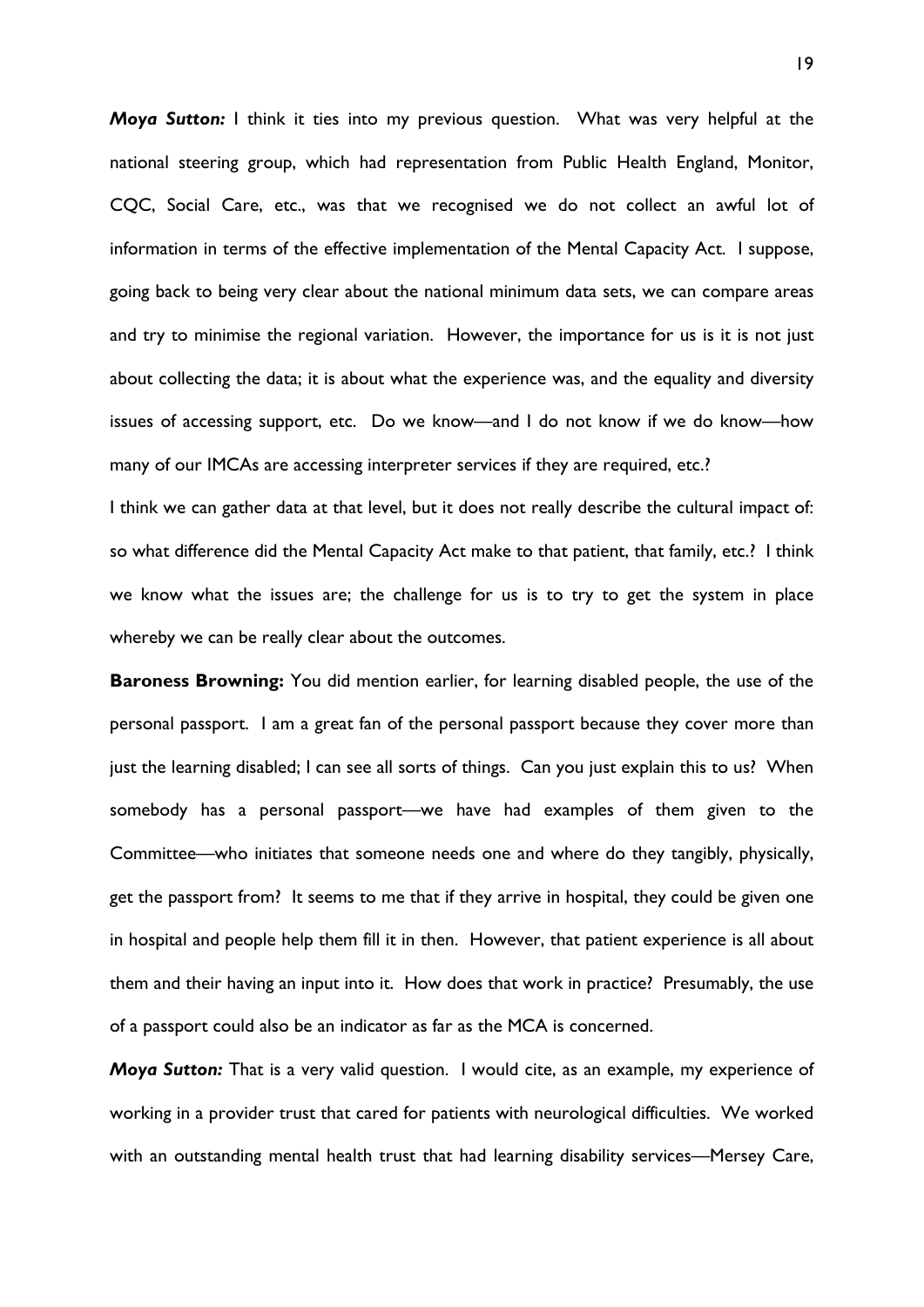***Moya Sutton:*** I think it ties into my previous question. What was very helpful at the national steering group, which had representation from Public Health England, Monitor, CQC, Social Care, etc., was that we recognised we do not collect an awful lot of information in terms of the effective implementation of the Mental Capacity Act. I suppose, going back to being very clear about the national minimum data sets, we can compare areas and try to minimise the regional variation. However, the importance for us is it is not just about collecting the data; it is about what the experience was, and the equality and diversity issues of accessing support, etc. Do we know—and I do not know if we do know—how many of our IMCAs are accessing interpreter services if they are required, etc.?

I think we can gather data at that level, but it does not really describe the cultural impact of: so what difference did the Mental Capacity Act make to that patient, that family, etc.? I think we know what the issues are; the challenge for us is to try to get the system in place whereby we can be really clear about the outcomes.

**Baroness Browning:** You did mention earlier, for learning disabled people, the use of the personal passport. I am a great fan of the personal passport because they cover more than just the learning disabled; I can see all sorts of things. Can you just explain this to us? When somebody has a personal passport—we have had examples of them given to the Committee—who initiates that someone needs one and where do they tangibly, physically, get the passport from? It seems to me that if they arrive in hospital, they could be given one in hospital and people help them fill it in then. However, that patient experience is all about them and their having an input into it. How does that work in practice? Presumably, the use of a passport could also be an indicator as far as the MCA is concerned.

***Moya Sutton:*** That is a very valid question. I would cite, as an example, my experience of working in a provider trust that cared for patients with neurological difficulties. We worked with an outstanding mental health trust that had learning disability services—Mersey Care,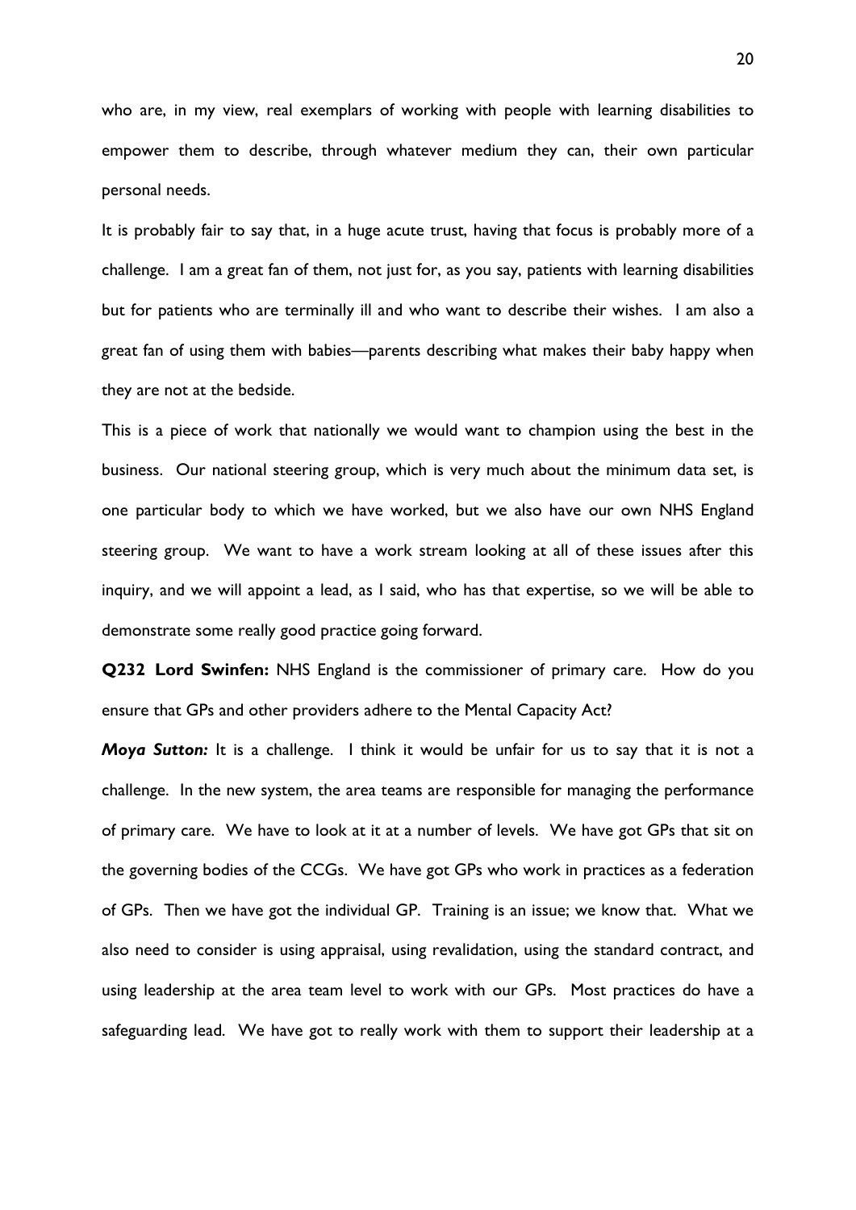who are, in my view, real exemplars of working with people with learning disabilities to empower them to describe, through whatever medium they can, their own particular personal needs.

It is probably fair to say that, in a huge acute trust, having that focus is probably more of a challenge. I am a great fan of them, not just for, as you say, patients with learning disabilities but for patients who are terminally ill and who want to describe their wishes. I am also a great fan of using them with babies—parents describing what makes their baby happy when they are not at the bedside.

This is a piece of work that nationally we would want to champion using the best in the business. Our national steering group, which is very much about the minimum data set, is one particular body to which we have worked, but we also have our own NHS England steering group. We want to have a work stream looking at all of these issues after this inquiry, and we will appoint a lead, as I said, who has that expertise, so we will be able to demonstrate some really good practice going forward.

**Q232 Lord Swinfen:** NHS England is the commissioner of primary care. How do you ensure that GPs and other providers adhere to the Mental Capacity Act?

***Moya Sutton:*** It is a challenge. I think it would be unfair for us to say that it is not a challenge. In the new system, the area teams are responsible for managing the performance of primary care. We have to look at it at a number of levels. We have got GPs that sit on the governing bodies of the CCGs. We have got GPs who work in practices as a federation of GPs. Then we have got the individual GP. Training is an issue; we know that. What we also need to consider is using appraisal, using revalidation, using the standard contract, and using leadership at the area team level to work with our GPs. Most practices do have a safeguarding lead. We have got to really work with them to support their leadership at a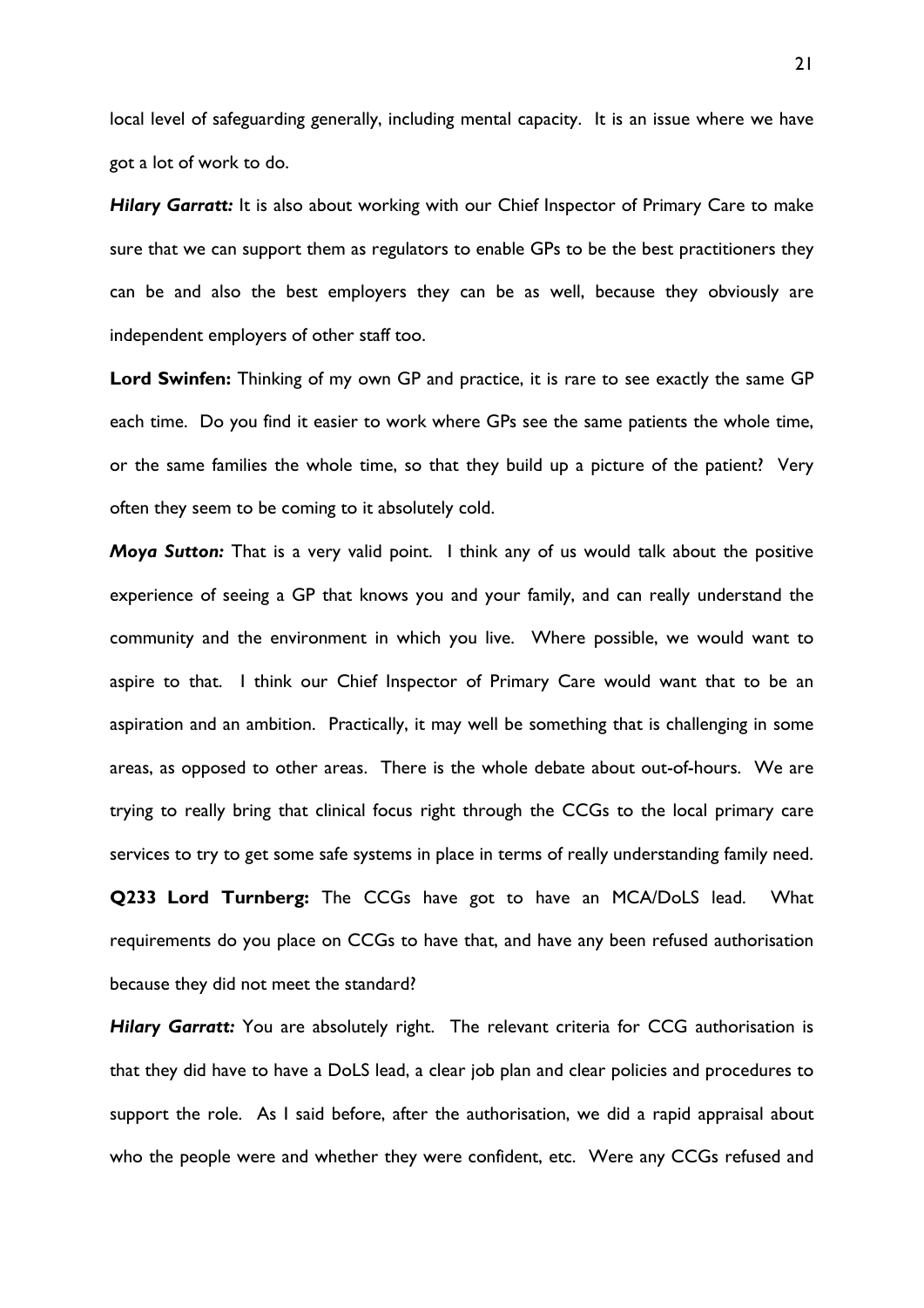local level of safeguarding generally, including mental capacity. It is an issue where we have got a lot of work to do.

***Hilary Garratt:*** It is also about working with our Chief Inspector of Primary Care to make sure that we can support them as regulators to enable GPs to be the best practitioners they can be and also the best employers they can be as well, because they obviously are independent employers of other staff too.

**Lord Swinfen:** Thinking of my own GP and practice, it is rare to see exactly the same GP each time. Do you find it easier to work where GPs see the same patients the whole time, or the same families the whole time, so that they build up a picture of the patient? Very often they seem to be coming to it absolutely cold.

***Moya Sutton:*** That is a very valid point. I think any of us would talk about the positive experience of seeing a GP that knows you and your family, and can really understand the community and the environment in which you live. Where possible, we would want to aspire to that. I think our Chief Inspector of Primary Care would want that to be an aspiration and an ambition. Practically, it may well be something that is challenging in some areas, as opposed to other areas. There is the whole debate about out-of-hours. We are trying to really bring that clinical focus right through the CCGs to the local primary care services to try to get some safe systems in place in terms of really understanding family need.

**Q233 Lord Turnberg:** The CCGs have got to have an MCA/DoLS lead. What requirements do you place on CCGs to have that, and have any been refused authorisation because they did not meet the standard?

***Hilary Garratt:*** You are absolutely right. The relevant criteria for CCG authorisation is that they did have to have a DoLS lead, a clear job plan and clear policies and procedures to support the role. As I said before, after the authorisation, we did a rapid appraisal about who the people were and whether they were confident, etc. Were any CCGs refused and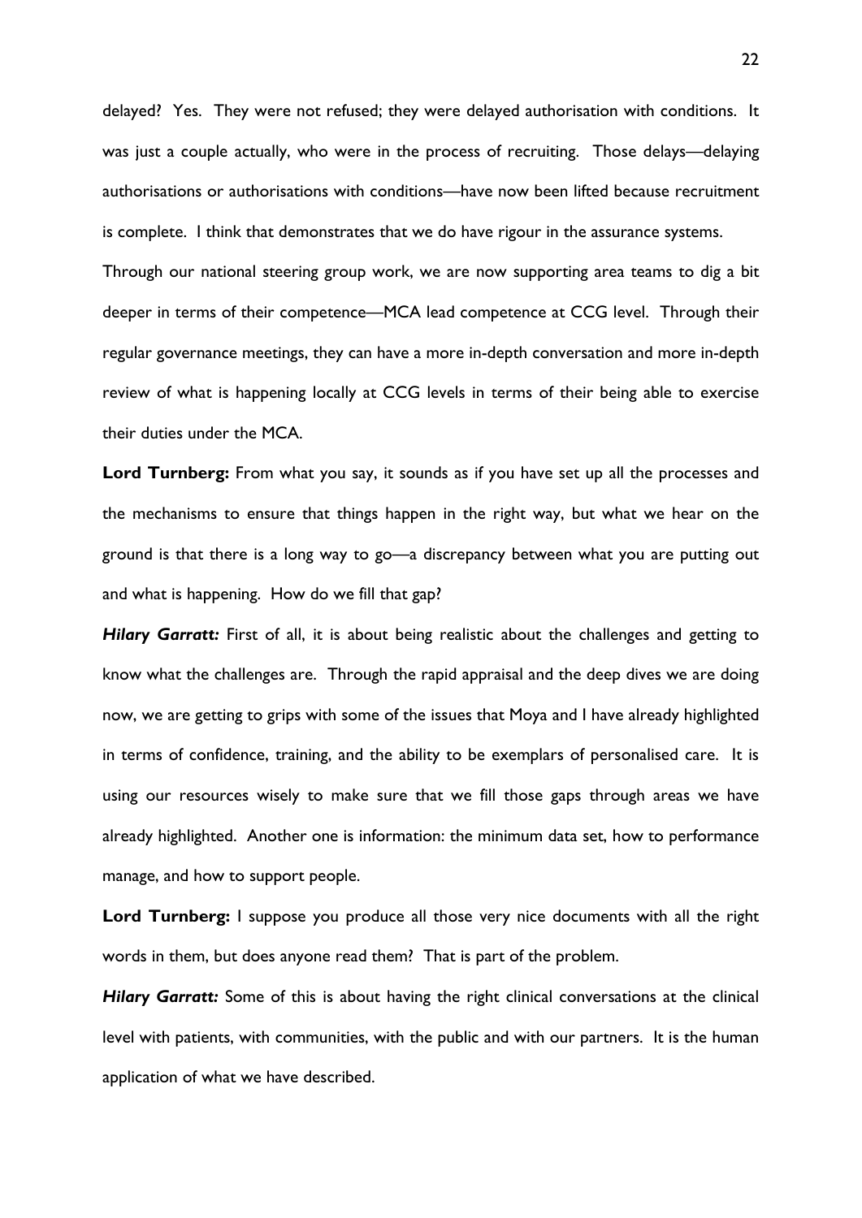delayed? Yes. They were not refused; they were delayed authorisation with conditions. It was just a couple actually, who were in the process of recruiting. Those delays—delaying authorisations or authorisations with conditions—have now been lifted because recruitment is complete. I think that demonstrates that we do have rigour in the assurance systems.

Through our national steering group work, we are now supporting area teams to dig a bit deeper in terms of their competence—MCA lead competence at CCG level. Through their regular governance meetings, they can have a more in-depth conversation and more in-depth review of what is happening locally at CCG levels in terms of their being able to exercise their duties under the MCA.

**Lord Turnberg:** From what you say, it sounds as if you have set up all the processes and the mechanisms to ensure that things happen in the right way, but what we hear on the ground is that there is a long way to go—a discrepancy between what you are putting out and what is happening. How do we fill that gap?

***Hilary Garratt:*** First of all, it is about being realistic about the challenges and getting to know what the challenges are. Through the rapid appraisal and the deep dives we are doing now, we are getting to grips with some of the issues that Moya and I have already highlighted in terms of confidence, training, and the ability to be exemplars of personalised care. It is using our resources wisely to make sure that we fill those gaps through areas we have already highlighted. Another one is information: the minimum data set, how to performance manage, and how to support people.

**Lord Turnberg:** I suppose you produce all those very nice documents with all the right words in them, but does anyone read them? That is part of the problem.

***Hilary Garratt:*** Some of this is about having the right clinical conversations at the clinical level with patients, with communities, with the public and with our partners. It is the human application of what we have described.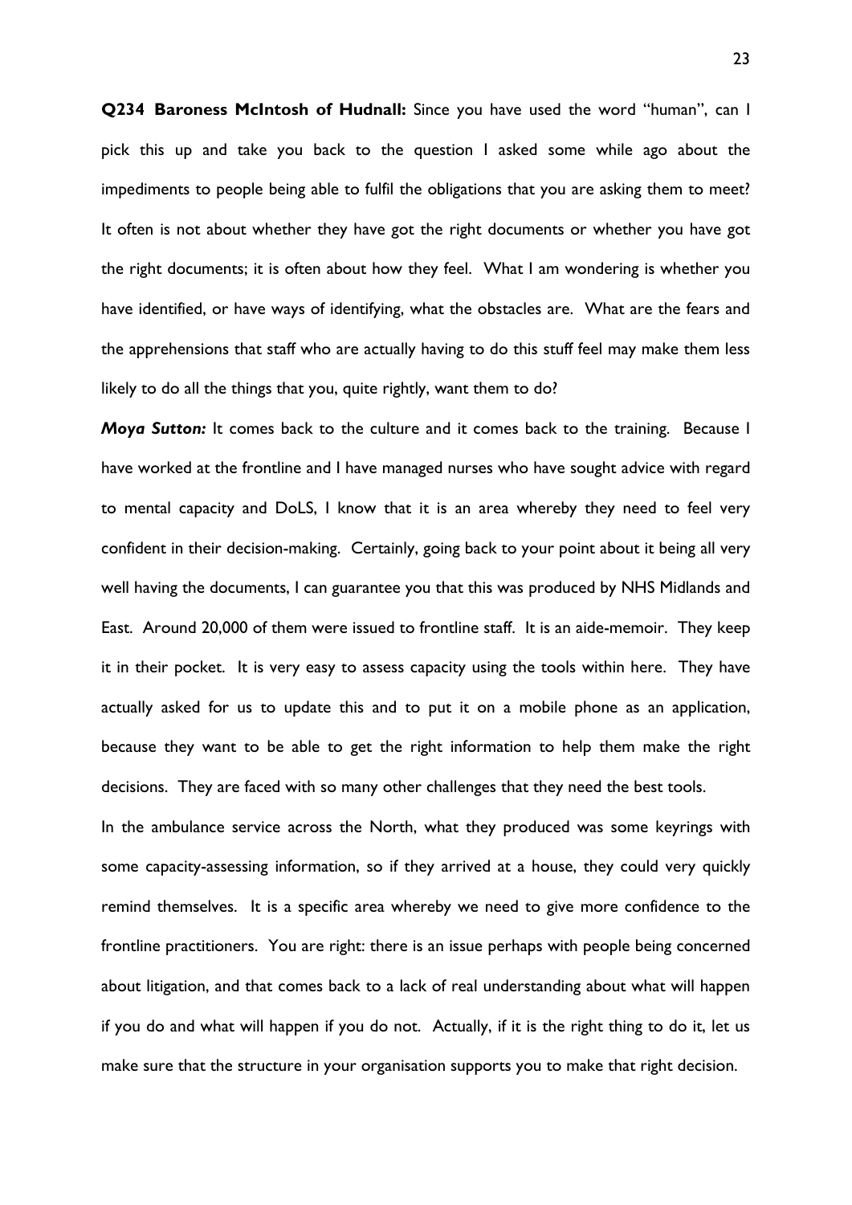**Q234 Baroness McIntosh of Hudnall:** Since you have used the word "human", can I pick this up and take you back to the question I asked some while ago about the impediments to people being able to fulfil the obligations that you are asking them to meet? It often is not about whether they have got the right documents or whether you have got the right documents; it is often about how they feel. What I am wondering is whether you have identified, or have ways of identifying, what the obstacles are. What are the fears and the apprehensions that staff who are actually having to do this stuff feel may make them less likely to do all the things that you, quite rightly, want them to do?

***Moya Sutton:*** It comes back to the culture and it comes back to the training. Because I have worked at the frontline and I have managed nurses who have sought advice with regard to mental capacity and DoLS, I know that it is an area whereby they need to feel very confident in their decision-making. Certainly, going back to your point about it being all very well having the documents, I can guarantee you that this was produced by NHS Midlands and East. Around 20,000 of them were issued to frontline staff. It is an aide-memoir. They keep it in their pocket. It is very easy to assess capacity using the tools within here. They have actually asked for us to update this and to put it on a mobile phone as an application, because they want to be able to get the right information to help them make the right decisions. They are faced with so many other challenges that they need the best tools.

In the ambulance service across the North, what they produced was some keyrings with some capacity-assessing information, so if they arrived at a house, they could very quickly remind themselves. It is a specific area whereby we need to give more confidence to the frontline practitioners. You are right: there is an issue perhaps with people being concerned about litigation, and that comes back to a lack of real understanding about what will happen if you do and what will happen if you do not. Actually, if it is the right thing to do it, let us make sure that the structure in your organisation supports you to make that right decision.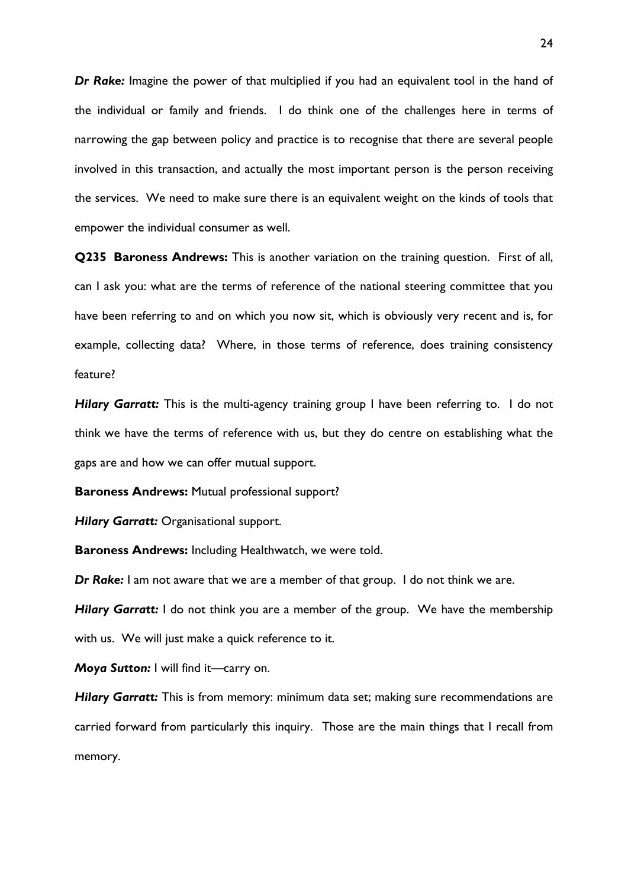***Dr Rake:*** Imagine the power of that multiplied if you had an equivalent tool in the hand of the individual or family and friends. I do think one of the challenges here in terms of narrowing the gap between policy and practice is to recognise that there are several people involved in this transaction, and actually the most important person is the person receiving the services. We need to make sure there is an equivalent weight on the kinds of tools that empower the individual consumer as well.

**Q235 Baroness Andrews:** This is another variation on the training question. First of all, can I ask you: what are the terms of reference of the national steering committee that you have been referring to and on which you now sit, which is obviously very recent and is, for example, collecting data? Where, in those terms of reference, does training consistency feature?

***Hilary Garratt:*** This is the multi-agency training group I have been referring to. I do not think we have the terms of reference with us, but they do centre on establishing what the gaps are and how we can offer mutual support.

**Baroness Andrews:** Mutual professional support?

***Hilary Garratt:*** Organisational support.

**Baroness Andrews:** Including Healthwatch, we were told.

***Dr Rake:*** I am not aware that we are a member of that group. I do not think we are.

***Hilary Garratt:*** I do not think you are a member of the group. We have the membership with us. We will just make a quick reference to it.

***Moya Sutton:*** I will find it—carry on.

***Hilary Garratt:*** This is from memory: minimum data set; making sure recommendations are carried forward from particularly this inquiry. Those are the main things that I recall from memory.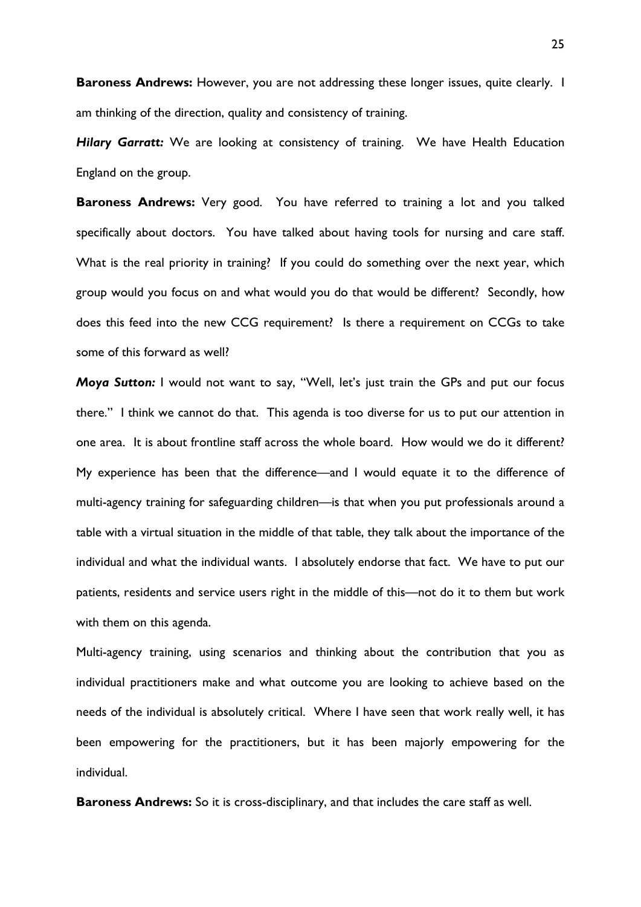**Baroness Andrews:** However, you are not addressing these longer issues, quite clearly. I am thinking of the direction, quality and consistency of training.

***Hilary Garratt:*** We are looking at consistency of training. We have Health Education England on the group.

**Baroness Andrews:** Very good. You have referred to training a lot and you talked specifically about doctors. You have talked about having tools for nursing and care staff. What is the real priority in training? If you could do something over the next year, which group would you focus on and what would you do that would be different? Secondly, how does this feed into the new CCG requirement? Is there a requirement on CCGs to take some of this forward as well?

***Moya Sutton:*** I would not want to say, "Well, let's just train the GPs and put our focus there." I think we cannot do that. This agenda is too diverse for us to put our attention in one area. It is about frontline staff across the whole board. How would we do it different? My experience has been that the difference—and I would equate it to the difference of multi-agency training for safeguarding children—is that when you put professionals around a table with a virtual situation in the middle of that table, they talk about the importance of the individual and what the individual wants. I absolutely endorse that fact. We have to put our patients, residents and service users right in the middle of this—not do it to them but work with them on this agenda.

Multi-agency training, using scenarios and thinking about the contribution that you as individual practitioners make and what outcome you are looking to achieve based on the needs of the individual is absolutely critical. Where I have seen that work really well, it has been empowering for the practitioners, but it has been majorly empowering for the individual.

**Baroness Andrews:** So it is cross-disciplinary, and that includes the care staff as well.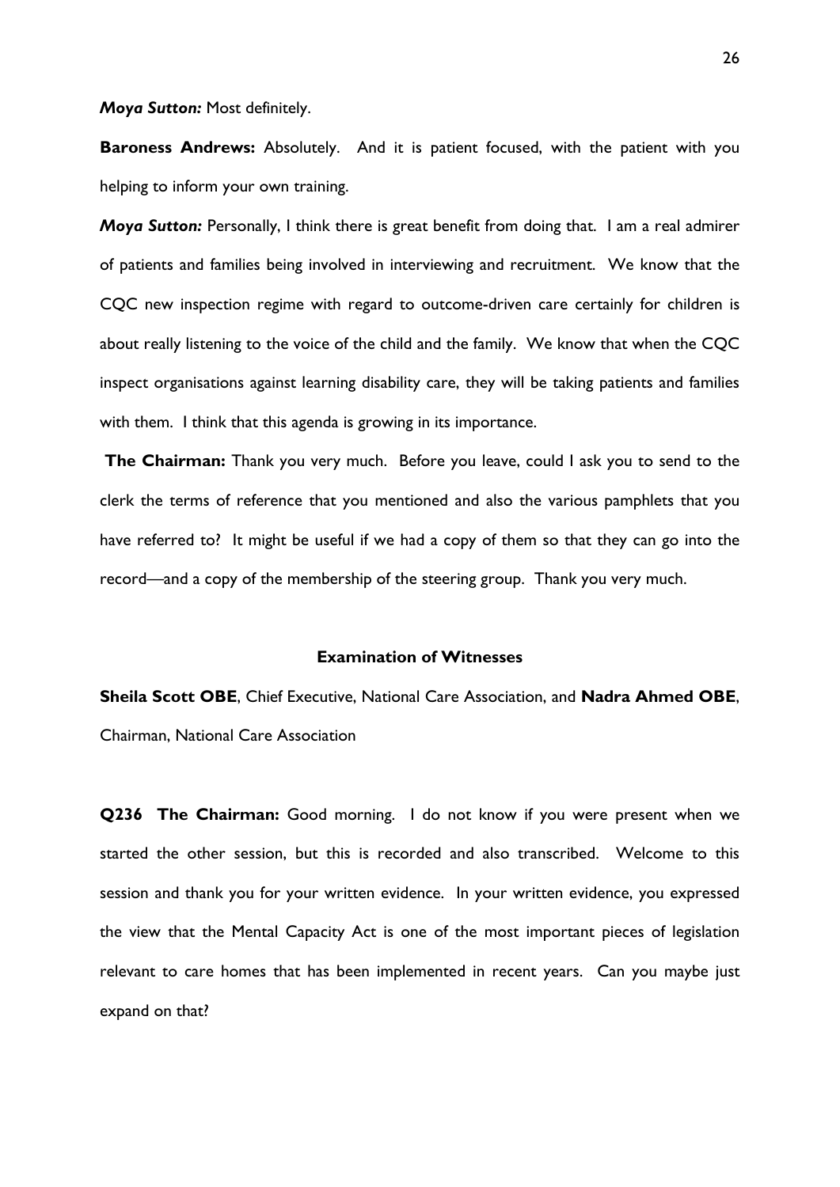***Moya Sutton:*** Most definitely.

**Baroness Andrews:** Absolutely. And it is patient focused, with the patient with you helping to inform your own training.

***Moya Sutton:*** Personally, I think there is great benefit from doing that. I am a real admirer of patients and families being involved in interviewing and recruitment. We know that the CQC new inspection regime with regard to outcome-driven care certainly for children is about really listening to the voice of the child and the family. We know that when the CQC inspect organisations against learning disability care, they will be taking patients and families with them. I think that this agenda is growing in its importance.

**The Chairman:** Thank you very much. Before you leave, could I ask you to send to the clerk the terms of reference that you mentioned and also the various pamphlets that you have referred to? It might be useful if we had a copy of them so that they can go into the record—and a copy of the membership of the steering group. Thank you very much.

**Examination of Witnesses**

**Sheila Scott OBE**, Chief Executive, National Care Association, and **Nadra Ahmed OBE**, Chairman, National Care Association

**Q236 The Chairman:** Good morning. I do not know if you were present when we started the other session, but this is recorded and also transcribed. Welcome to this session and thank you for your written evidence. In your written evidence, you expressed the view that the Mental Capacity Act is one of the most important pieces of legislation relevant to care homes that has been implemented in recent years. Can you maybe just expand on that?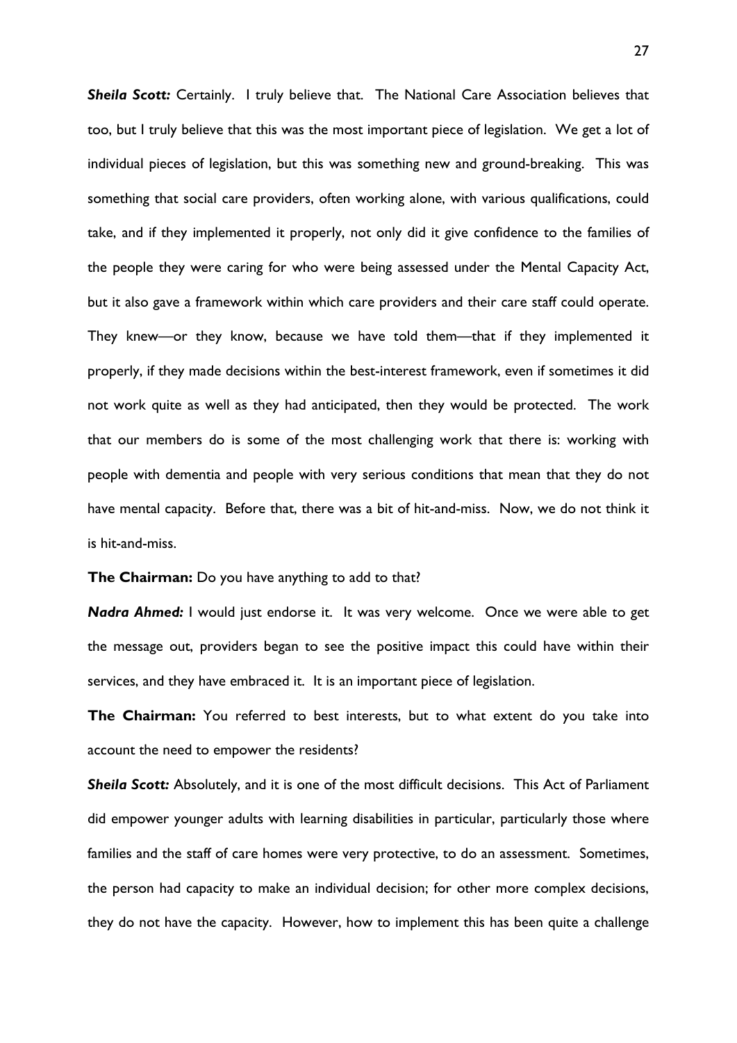***Sheila Scott:*** Certainly. I truly believe that. The National Care Association believes that too, but I truly believe that this was the most important piece of legislation. We get a lot of individual pieces of legislation, but this was something new and ground-breaking. This was something that social care providers, often working alone, with various qualifications, could take, and if they implemented it properly, not only did it give confidence to the families of the people they were caring for who were being assessed under the Mental Capacity Act, but it also gave a framework within which care providers and their care staff could operate. They knew—or they know, because we have told them—that if they implemented it properly, if they made decisions within the best-interest framework, even if sometimes it did not work quite as well as they had anticipated, then they would be protected. The work that our members do is some of the most challenging work that there is: working with people with dementia and people with very serious conditions that mean that they do not have mental capacity. Before that, there was a bit of hit-and-miss. Now, we do not think it is hit-and-miss.

**The Chairman:** Do you have anything to add to that?

***Nadra Ahmed:*** I would just endorse it. It was very welcome. Once we were able to get the message out, providers began to see the positive impact this could have within their services, and they have embraced it. It is an important piece of legislation.

**The Chairman:** You referred to best interests, but to what extent do you take into account the need to empower the residents?

***Sheila Scott:*** Absolutely, and it is one of the most difficult decisions. This Act of Parliament did empower younger adults with learning disabilities in particular, particularly those where families and the staff of care homes were very protective, to do an assessment. Sometimes, the person had capacity to make an individual decision; for other more complex decisions, they do not have the capacity. However, how to implement this has been quite a challenge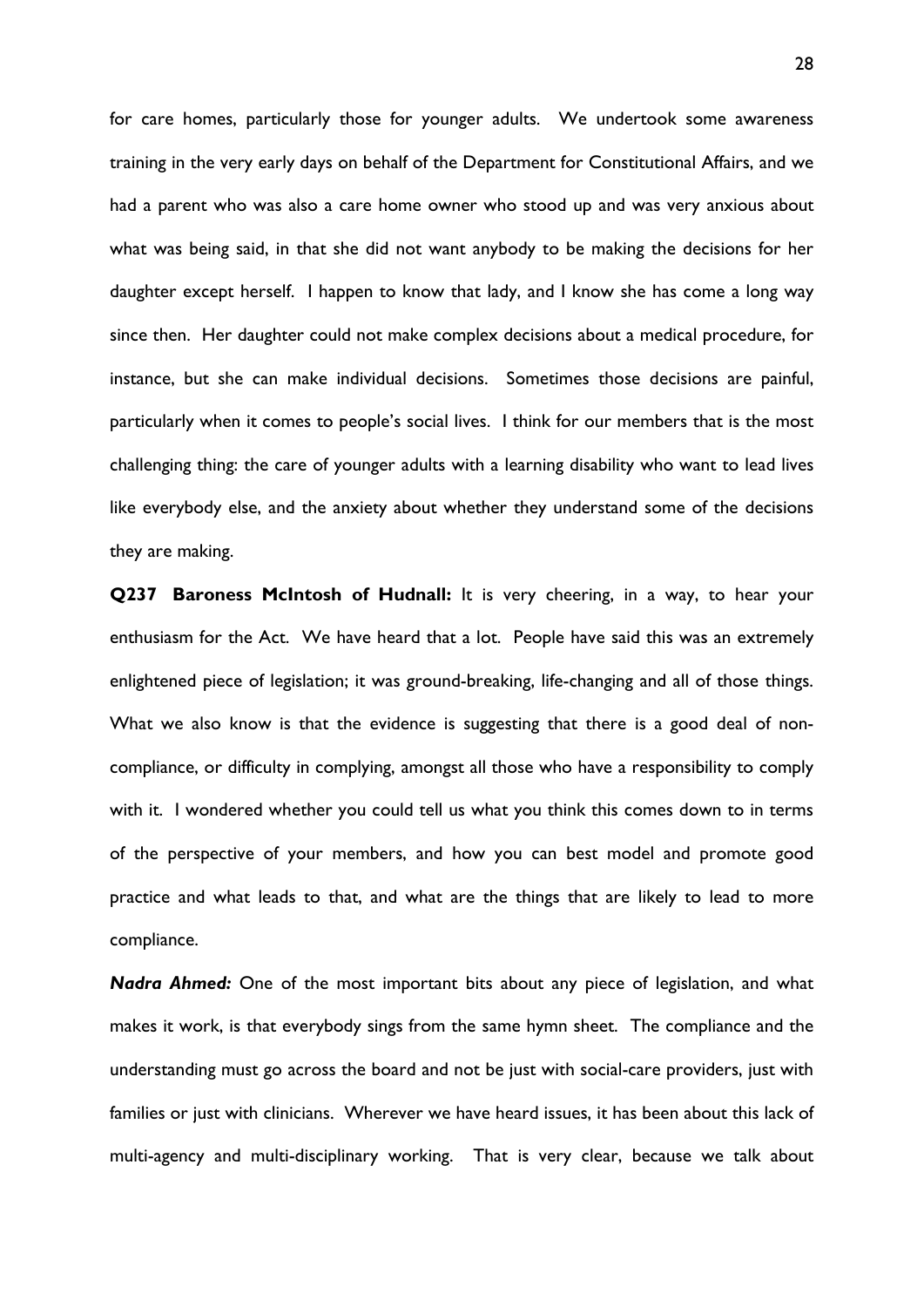for care homes, particularly those for younger adults. We undertook some awareness training in the very early days on behalf of the Department for Constitutional Affairs, and we had a parent who was also a care home owner who stood up and was very anxious about what was being said, in that she did not want anybody to be making the decisions for her daughter except herself. I happen to know that lady, and I know she has come a long way since then. Her daughter could not make complex decisions about a medical procedure, for instance, but she can make individual decisions. Sometimes those decisions are painful, particularly when it comes to people's social lives. I think for our members that is the most challenging thing: the care of younger adults with a learning disability who want to lead lives like everybody else, and the anxiety about whether they understand some of the decisions they are making.

**Q237 Baroness McIntosh of Hudnall:** It is very cheering, in a way, to hear your enthusiasm for the Act. We have heard that a lot. People have said this was an extremely enlightened piece of legislation; it was ground-breaking, life-changing and all of those things. What we also know is that the evidence is suggesting that there is a good deal of non-compliance, or difficulty in complying, amongst all those who have a responsibility to comply with it. I wondered whether you could tell us what you think this comes down to in terms of the perspective of your members, and how you can best model and promote good practice and what leads to that, and what are the things that are likely to lead to more compliance.

***Nadra Ahmed:*** One of the most important bits about any piece of legislation, and what makes it work, is that everybody sings from the same hymn sheet. The compliance and the understanding must go across the board and not be just with social-care providers, just with families or just with clinicians. Wherever we have heard issues, it has been about this lack of multi-agency and multi-disciplinary working. That is very clear, because we talk about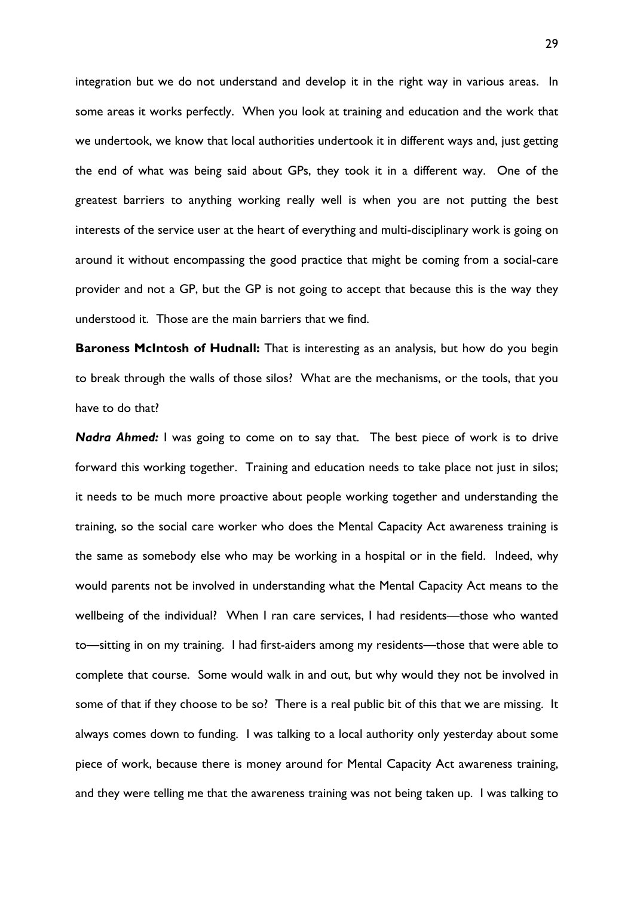integration but we do not understand and develop it in the right way in various areas. In some areas it works perfectly. When you look at training and education and the work that we undertook, we know that local authorities undertook it in different ways and, just getting the end of what was being said about GPs, they took it in a different way. One of the greatest barriers to anything working really well is when you are not putting the best interests of the service user at the heart of everything and multi-disciplinary work is going on around it without encompassing the good practice that might be coming from a social-care provider and not a GP, but the GP is not going to accept that because this is the way they understood it. Those are the main barriers that we find.

**Baroness McIntosh of Hudnall:** That is interesting as an analysis, but how do you begin to break through the walls of those silos? What are the mechanisms, or the tools, that you have to do that?

***Nadra Ahmed:*** I was going to come on to say that. The best piece of work is to drive forward this working together. Training and education needs to take place not just in silos; it needs to be much more proactive about people working together and understanding the training, so the social care worker who does the Mental Capacity Act awareness training is the same as somebody else who may be working in a hospital or in the field. Indeed, why would parents not be involved in understanding what the Mental Capacity Act means to the wellbeing of the individual? When I ran care services, I had residents—those who wanted to—sitting in on my training. I had first-aiders among my residents—those that were able to complete that course. Some would walk in and out, but why would they not be involved in some of that if they choose to be so? There is a real public bit of this that we are missing. It always comes down to funding. I was talking to a local authority only yesterday about some piece of work, because there is money around for Mental Capacity Act awareness training, and they were telling me that the awareness training was not being taken up. I was talking to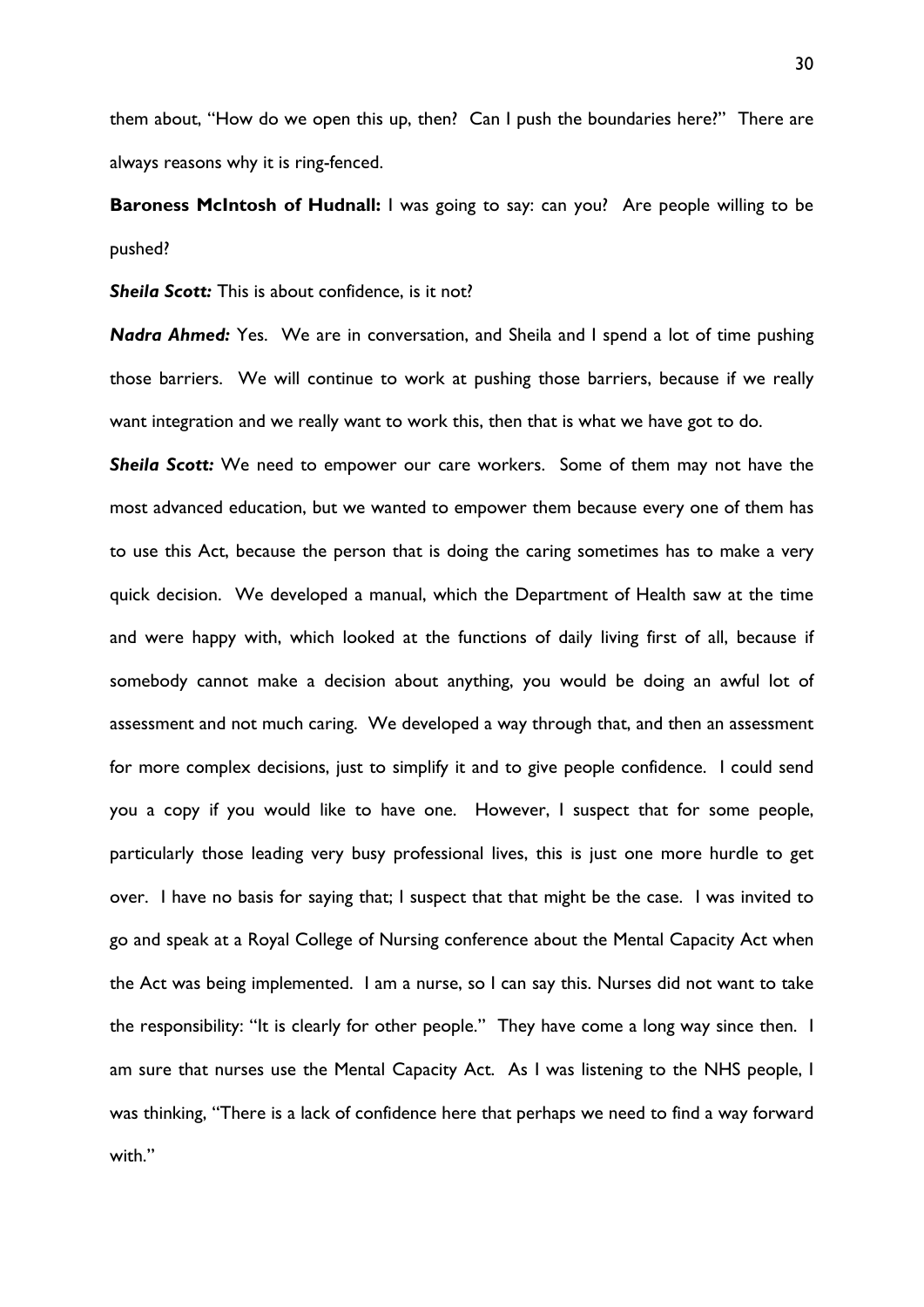them about, "How do we open this up, then? Can I push the boundaries here?" There are always reasons why it is ring-fenced.

**Baroness McIntosh of Hudnall:** I was going to say: can you? Are people willing to be pushed?

***Sheila Scott:*** This is about confidence, is it not?

***Nadra Ahmed:*** Yes. We are in conversation, and Sheila and I spend a lot of time pushing those barriers. We will continue to work at pushing those barriers, because if we really want integration and we really want to work this, then that is what we have got to do.

***Sheila Scott:*** We need to empower our care workers. Some of them may not have the most advanced education, but we wanted to empower them because every one of them has to use this Act, because the person that is doing the caring sometimes has to make a very quick decision. We developed a manual, which the Department of Health saw at the time and were happy with, which looked at the functions of daily living first of all, because if somebody cannot make a decision about anything, you would be doing an awful lot of assessment and not much caring. We developed a way through that, and then an assessment for more complex decisions, just to simplify it and to give people confidence. I could send you a copy if you would like to have one. However, I suspect that for some people, particularly those leading very busy professional lives, this is just one more hurdle to get over. I have no basis for saying that; I suspect that that might be the case. I was invited to go and speak at a Royal College of Nursing conference about the Mental Capacity Act when the Act was being implemented. I am a nurse, so I can say this. Nurses did not want to take the responsibility: "It is clearly for other people." They have come a long way since then. I am sure that nurses use the Mental Capacity Act. As I was listening to the NHS people, I was thinking, "There is a lack of confidence here that perhaps we need to find a way forward with."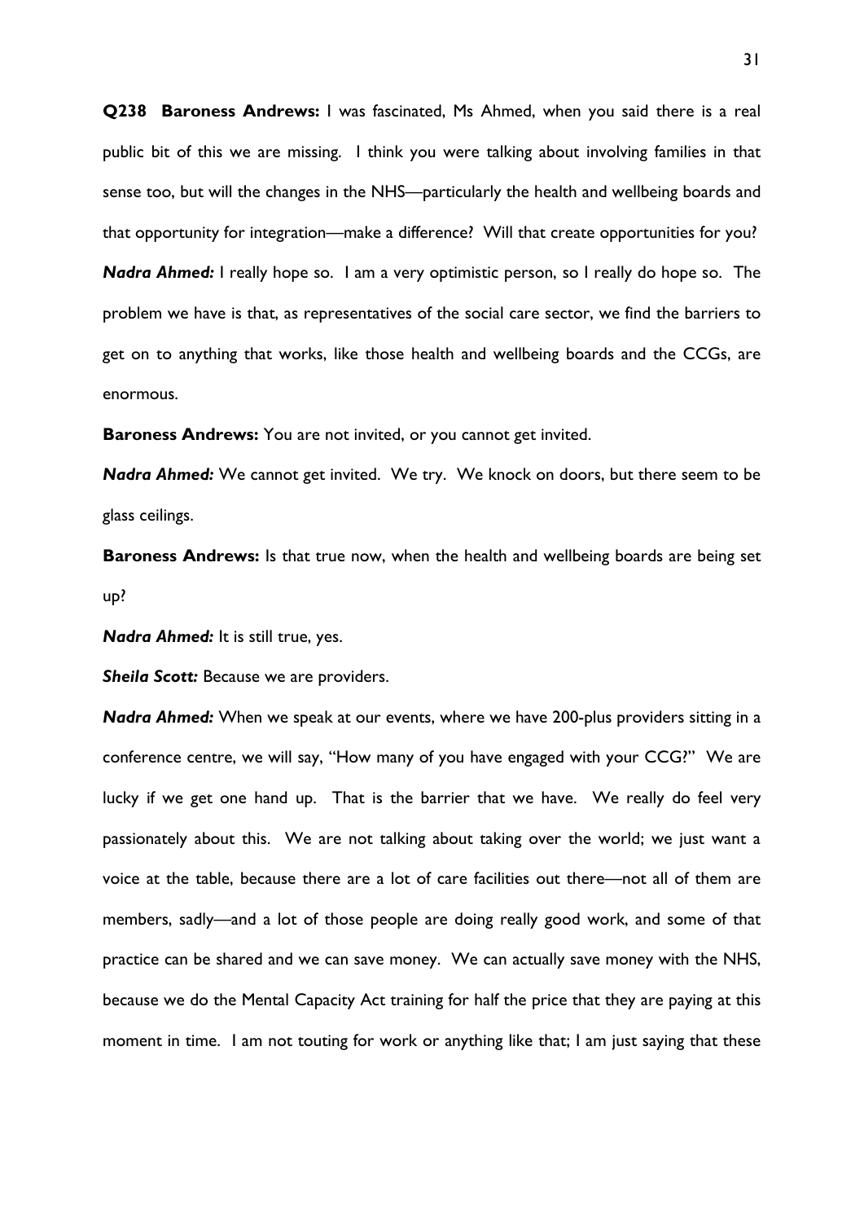**Q238 Baroness Andrews:** I was fascinated, Ms Ahmed, when you said there is a real public bit of this we are missing. I think you were talking about involving families in that sense too, but will the changes in the NHS—particularly the health and wellbeing boards and that opportunity for integration—make a difference? Will that create opportunities for you?

***Nadra Ahmed:*** I really hope so. I am a very optimistic person, so I really do hope so. The problem we have is that, as representatives of the social care sector, we find the barriers to get on to anything that works, like those health and wellbeing boards and the CCGs, are enormous.

**Baroness Andrews:** You are not invited, or you cannot get invited.

***Nadra Ahmed:*** We cannot get invited. We try. We knock on doors, but there seem to be glass ceilings.

**Baroness Andrews:** Is that true now, when the health and wellbeing boards are being set up?

***Nadra Ahmed:*** It is still true, yes.

***Sheila Scott:*** Because we are providers.

***Nadra Ahmed:*** When we speak at our events, where we have 200-plus providers sitting in a conference centre, we will say, "How many of you have engaged with your CCG?" We are lucky if we get one hand up. That is the barrier that we have. We really do feel very passionately about this. We are not talking about taking over the world; we just want a voice at the table, because there are a lot of care facilities out there—not all of them are members, sadly—and a lot of those people are doing really good work, and some of that practice can be shared and we can save money. We can actually save money with the NHS, because we do the Mental Capacity Act training for half the price that they are paying at this moment in time. I am not touting for work or anything like that; I am just saying that these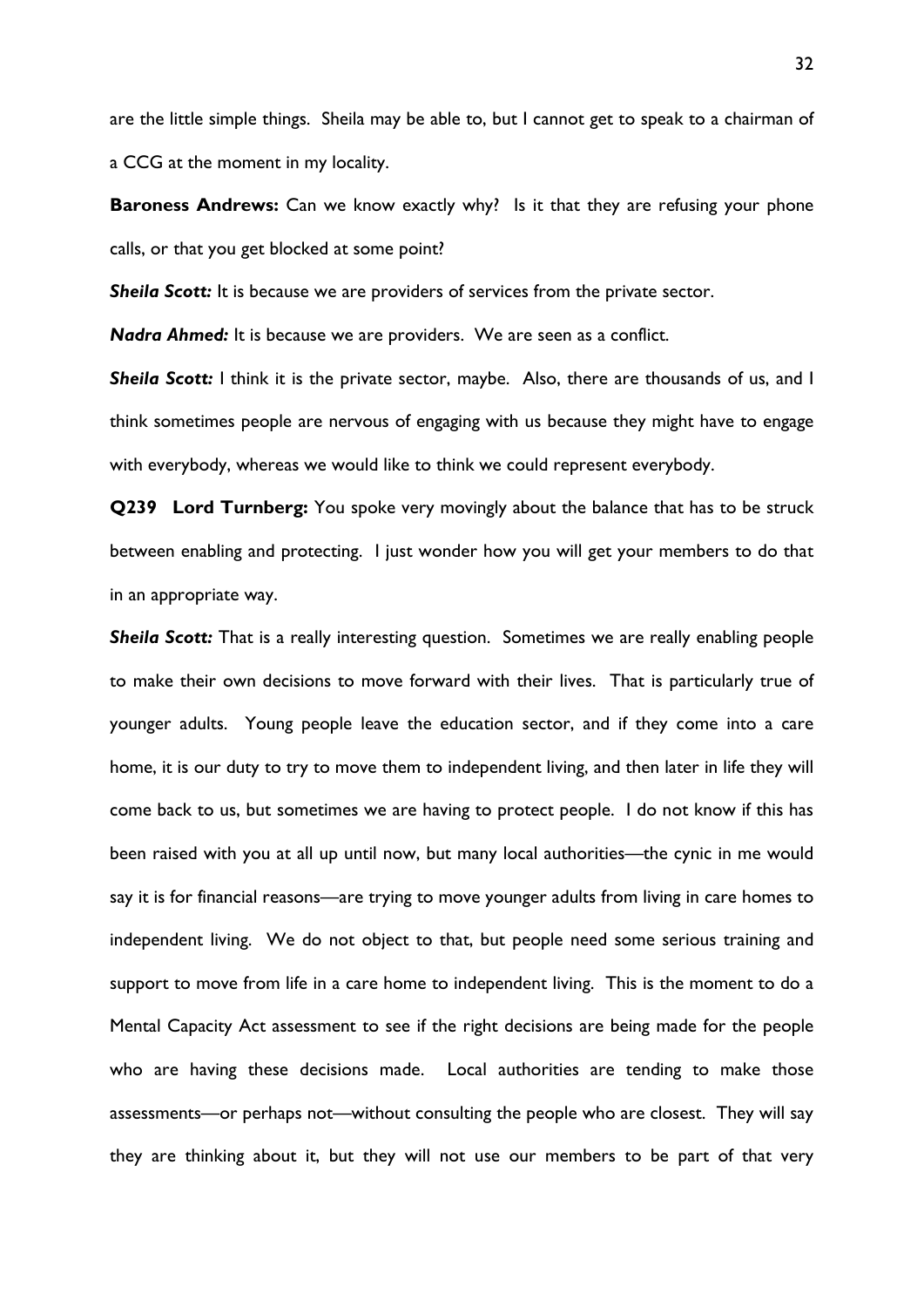are the little simple things. Sheila may be able to, but I cannot get to speak to a chairman of a CCG at the moment in my locality.

**Baroness Andrews:** Can we know exactly why? Is it that they are refusing your phone calls, or that you get blocked at some point?

***Sheila Scott:*** It is because we are providers of services from the private sector.

***Nadra Ahmed:*** It is because we are providers. We are seen as a conflict.

***Sheila Scott:*** I think it is the private sector, maybe. Also, there are thousands of us, and I think sometimes people are nervous of engaging with us because they might have to engage with everybody, whereas we would like to think we could represent everybody.

**Q239 Lord Turnberg:** You spoke very movingly about the balance that has to be struck between enabling and protecting. I just wonder how you will get your members to do that in an appropriate way.

***Sheila Scott:*** That is a really interesting question. Sometimes we are really enabling people to make their own decisions to move forward with their lives. That is particularly true of younger adults. Young people leave the education sector, and if they come into a care home, it is our duty to try to move them to independent living, and then later in life they will come back to us, but sometimes we are having to protect people. I do not know if this has been raised with you at all up until now, but many local authorities—the cynic in me would say it is for financial reasons—are trying to move younger adults from living in care homes to independent living. We do not object to that, but people need some serious training and support to move from life in a care home to independent living. This is the moment to do a Mental Capacity Act assessment to see if the right decisions are being made for the people who are having these decisions made. Local authorities are tending to make those assessments—or perhaps not—without consulting the people who are closest. They will say they are thinking about it, but they will not use our members to be part of that very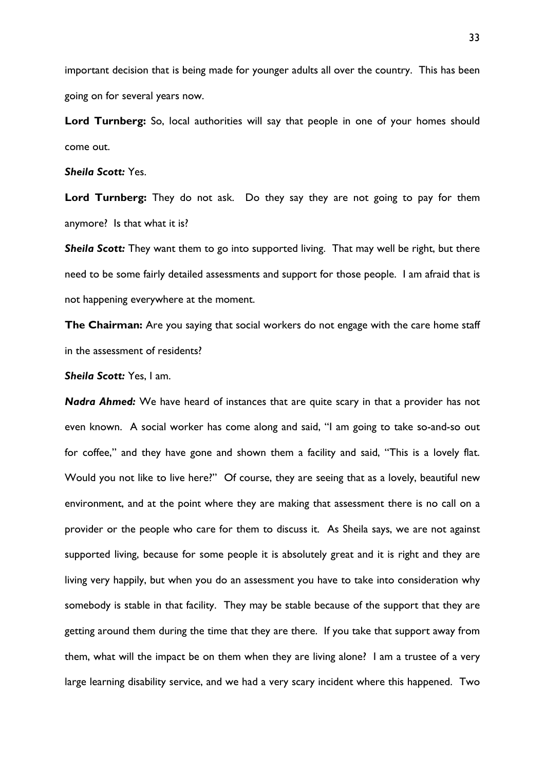important decision that is being made for younger adults all over the country. This has been going on for several years now.

**Lord Turnberg:** So, local authorities will say that people in one of your homes should come out.

***Sheila Scott:*** Yes.

**Lord Turnberg:** They do not ask. Do they say they are not going to pay for them anymore? Is that what it is?

***Sheila Scott:*** They want them to go into supported living. That may well be right, but there need to be some fairly detailed assessments and support for those people. I am afraid that is not happening everywhere at the moment.

**The Chairman:** Are you saying that social workers do not engage with the care home staff in the assessment of residents?

***Sheila Scott:*** Yes, I am.

***Nadra Ahmed:*** We have heard of instances that are quite scary in that a provider has not even known. A social worker has come along and said, "I am going to take so-and-so out for coffee," and they have gone and shown them a facility and said, "This is a lovely flat. Would you not like to live here?" Of course, they are seeing that as a lovely, beautiful new environment, and at the point where they are making that assessment there is no call on a provider or the people who care for them to discuss it. As Sheila says, we are not against supported living, because for some people it is absolutely great and it is right and they are living very happily, but when you do an assessment you have to take into consideration why somebody is stable in that facility. They may be stable because of the support that they are getting around them during the time that they are there. If you take that support away from them, what will the impact be on them when they are living alone? I am a trustee of a very large learning disability service, and we had a very scary incident where this happened. Two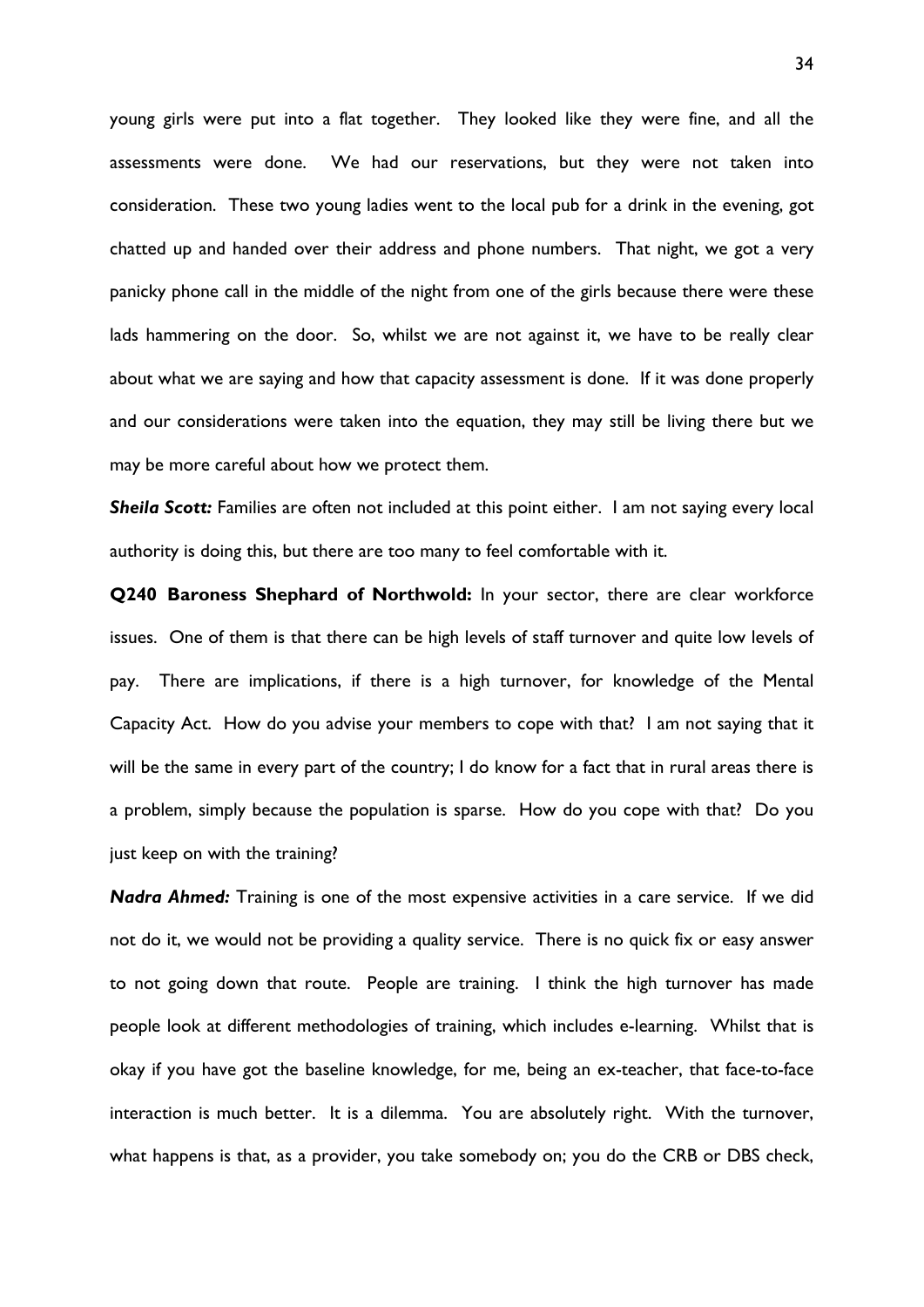young girls were put into a flat together. They looked like they were fine, and all the assessments were done. We had our reservations, but they were not taken into consideration. These two young ladies went to the local pub for a drink in the evening, got chatted up and handed over their address and phone numbers. That night, we got a very panicky phone call in the middle of the night from one of the girls because there were these lads hammering on the door. So, whilst we are not against it, we have to be really clear about what we are saying and how that capacity assessment is done. If it was done properly and our considerations were taken into the equation, they may still be living there but we may be more careful about how we protect them.

***Sheila Scott:*** Families are often not included at this point either. I am not saying every local authority is doing this, but there are too many to feel comfortable with it.

**Q240 Baroness Shephard of Northwold:** In your sector, there are clear workforce issues. One of them is that there can be high levels of staff turnover and quite low levels of pay. There are implications, if there is a high turnover, for knowledge of the Mental Capacity Act. How do you advise your members to cope with that? I am not saying that it will be the same in every part of the country; I do know for a fact that in rural areas there is a problem, simply because the population is sparse. How do you cope with that? Do you just keep on with the training?

***Nadra Ahmed:*** Training is one of the most expensive activities in a care service. If we did not do it, we would not be providing a quality service. There is no quick fix or easy answer to not going down that route. People are training. I think the high turnover has made people look at different methodologies of training, which includes e-learning. Whilst that is okay if you have got the baseline knowledge, for me, being an ex-teacher, that face-to-face interaction is much better. It is a dilemma. You are absolutely right. With the turnover, what happens is that, as a provider, you take somebody on; you do the CRB or DBS check,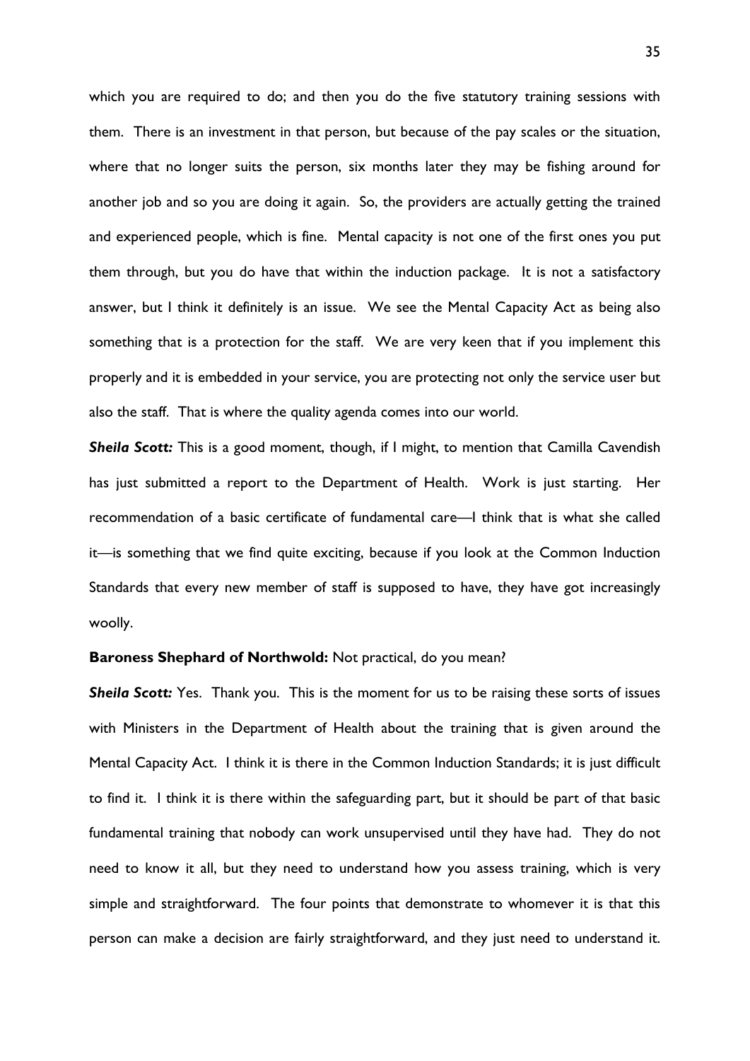which you are required to do; and then you do the five statutory training sessions with them. There is an investment in that person, but because of the pay scales or the situation, where that no longer suits the person, six months later they may be fishing around for another job and so you are doing it again. So, the providers are actually getting the trained and experienced people, which is fine. Mental capacity is not one of the first ones you put them through, but you do have that within the induction package. It is not a satisfactory answer, but I think it definitely is an issue. We see the Mental Capacity Act as being also something that is a protection for the staff. We are very keen that if you implement this properly and it is embedded in your service, you are protecting not only the service user but also the staff. That is where the quality agenda comes into our world.

***Sheila Scott:*** This is a good moment, though, if I might, to mention that Camilla Cavendish has just submitted a report to the Department of Health. Work is just starting. Her recommendation of a basic certificate of fundamental care—I think that is what she called it—is something that we find quite exciting, because if you look at the Common Induction Standards that every new member of staff is supposed to have, they have got increasingly woolly.

**Baroness Shephard of Northwold:** Not practical, do you mean?

***Sheila Scott:*** Yes. Thank you. This is the moment for us to be raising these sorts of issues with Ministers in the Department of Health about the training that is given around the Mental Capacity Act. I think it is there in the Common Induction Standards; it is just difficult to find it. I think it is there within the safeguarding part, but it should be part of that basic fundamental training that nobody can work unsupervised until they have had. They do not need to know it all, but they need to understand how you assess training, which is very simple and straightforward. The four points that demonstrate to whomever it is that this person can make a decision are fairly straightforward, and they just need to understand it.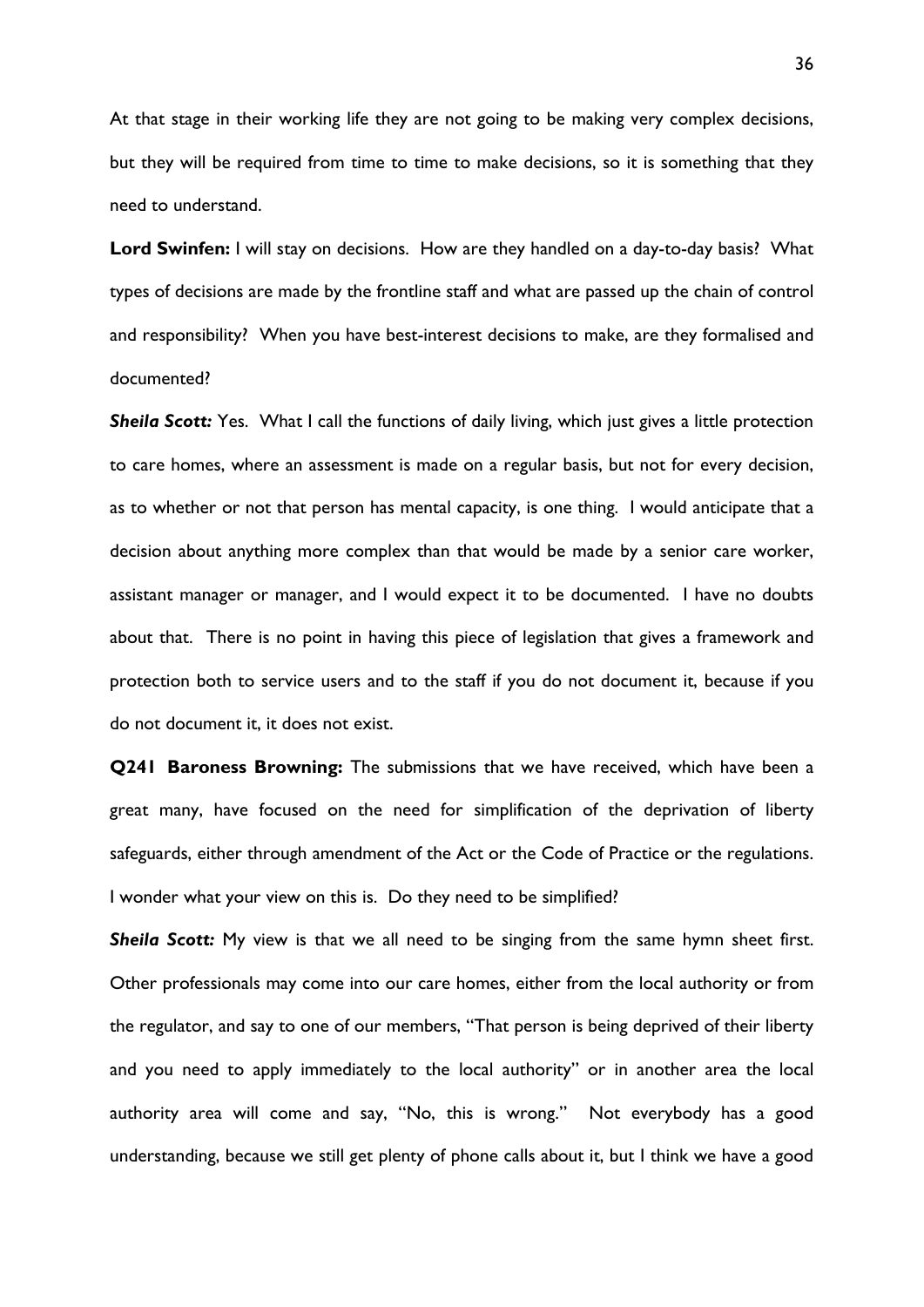At that stage in their working life they are not going to be making very complex decisions, but they will be required from time to time to make decisions, so it is something that they need to understand.

**Lord Swinfen:** I will stay on decisions. How are they handled on a day-to-day basis? What types of decisions are made by the frontline staff and what are passed up the chain of control and responsibility? When you have best-interest decisions to make, are they formalised and documented?

***Sheila Scott:*** Yes. What I call the functions of daily living, which just gives a little protection to care homes, where an assessment is made on a regular basis, but not for every decision, as to whether or not that person has mental capacity, is one thing. I would anticipate that a decision about anything more complex than that would be made by a senior care worker, assistant manager or manager, and I would expect it to be documented. I have no doubts about that. There is no point in having this piece of legislation that gives a framework and protection both to service users and to the staff if you do not document it, because if you do not document it, it does not exist.

**Q241 Baroness Browning:** The submissions that we have received, which have been a great many, have focused on the need for simplification of the deprivation of liberty safeguards, either through amendment of the Act or the Code of Practice or the regulations. I wonder what your view on this is. Do they need to be simplified?

***Sheila Scott:*** My view is that we all need to be singing from the same hymn sheet first. Other professionals may come into our care homes, either from the local authority or from the regulator, and say to one of our members, "That person is being deprived of their liberty and you need to apply immediately to the local authority" or in another area the local authority area will come and say, "No, this is wrong." Not everybody has a good understanding, because we still get plenty of phone calls about it, but I think we have a good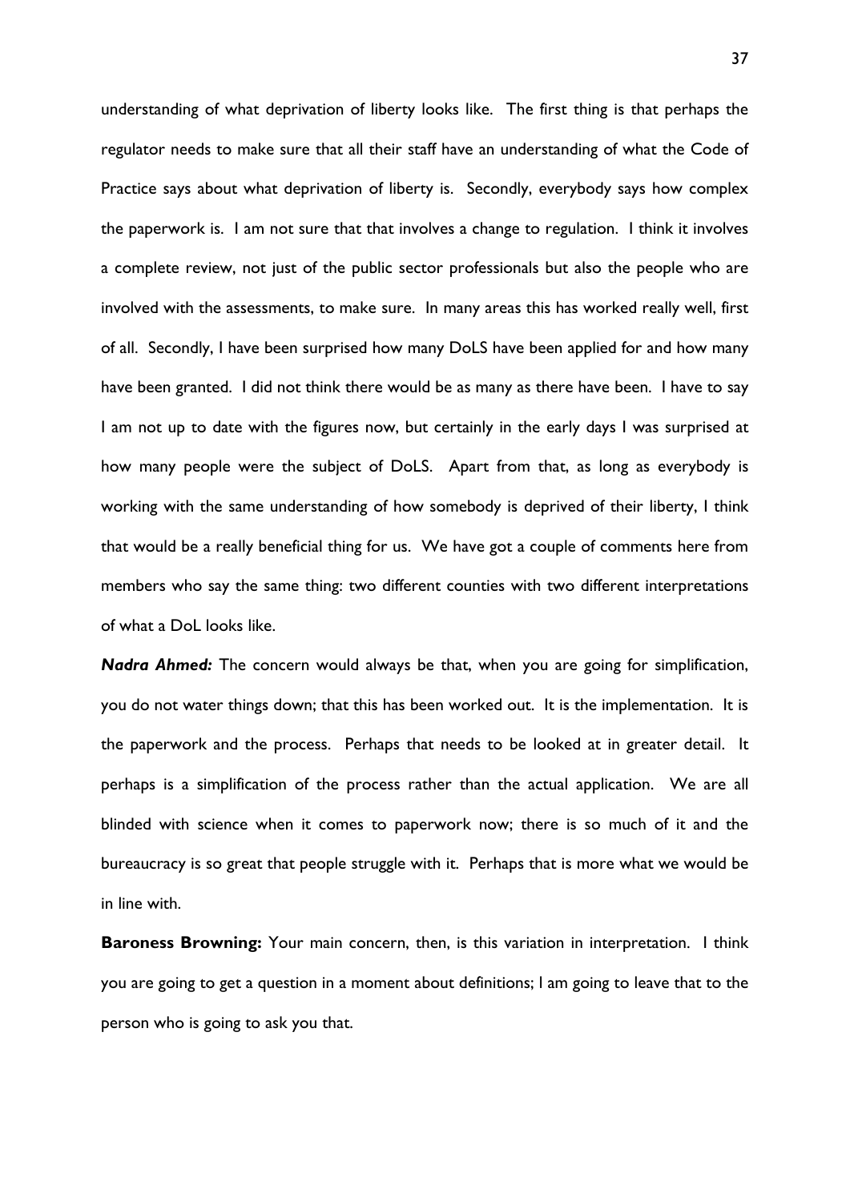understanding of what deprivation of liberty looks like. The first thing is that perhaps the regulator needs to make sure that all their staff have an understanding of what the Code of Practice says about what deprivation of liberty is. Secondly, everybody says how complex the paperwork is. I am not sure that that involves a change to regulation. I think it involves a complete review, not just of the public sector professionals but also the people who are involved with the assessments, to make sure. In many areas this has worked really well, first of all. Secondly, I have been surprised how many DoLS have been applied for and how many have been granted. I did not think there would be as many as there have been. I have to say I am not up to date with the figures now, but certainly in the early days I was surprised at how many people were the subject of DoLS. Apart from that, as long as everybody is working with the same understanding of how somebody is deprived of their liberty, I think that would be a really beneficial thing for us. We have got a couple of comments here from members who say the same thing: two different counties with two different interpretations of what a DoL looks like.

***Nadra Ahmed:*** The concern would always be that, when you are going for simplification, you do not water things down; that this has been worked out. It is the implementation. It is the paperwork and the process. Perhaps that needs to be looked at in greater detail. It perhaps is a simplification of the process rather than the actual application. We are all blinded with science when it comes to paperwork now; there is so much of it and the bureaucracy is so great that people struggle with it. Perhaps that is more what we would be in line with.

**Baroness Browning:** Your main concern, then, is this variation in interpretation. I think you are going to get a question in a moment about definitions; I am going to leave that to the person who is going to ask you that.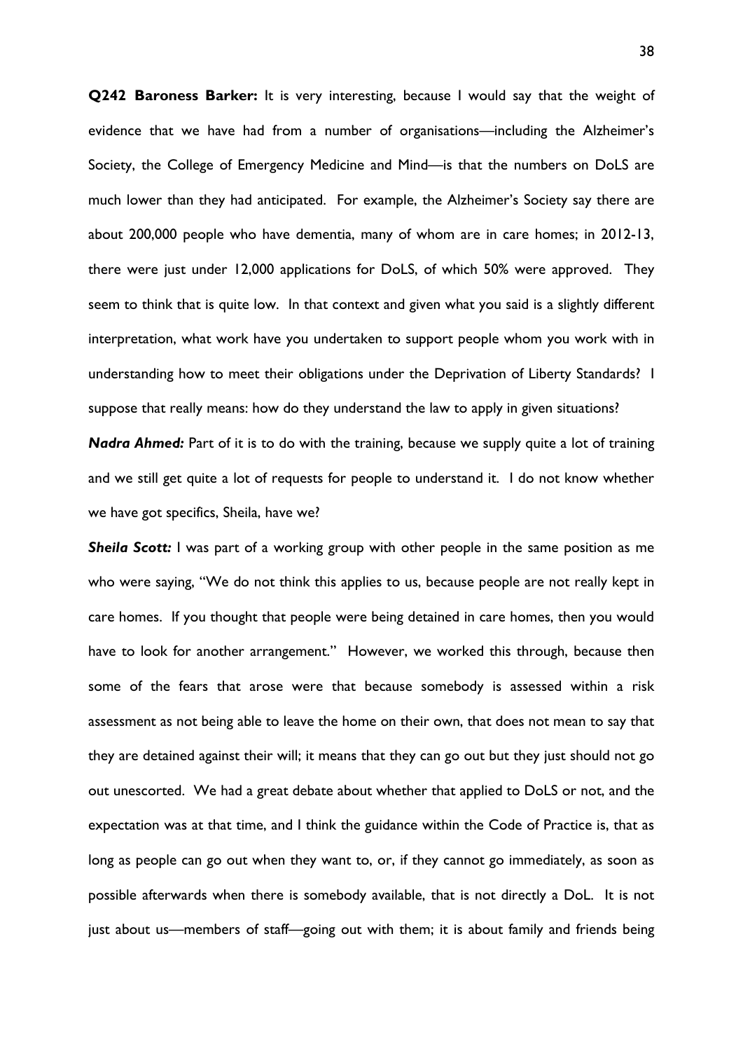**Q242 Baroness Barker:** It is very interesting, because I would say that the weight of evidence that we have had from a number of organisations—including the Alzheimer's Society, the College of Emergency Medicine and Mind—is that the numbers on DoLS are much lower than they had anticipated. For example, the Alzheimer's Society say there are about 200,000 people who have dementia, many of whom are in care homes; in 2012-13, there were just under 12,000 applications for DoLS, of which 50% were approved. They seem to think that is quite low. In that context and given what you said is a slightly different interpretation, what work have you undertaken to support people whom you work with in understanding how to meet their obligations under the Deprivation of Liberty Standards? I suppose that really means: how do they understand the law to apply in given situations?

***Nadra Ahmed:*** Part of it is to do with the training, because we supply quite a lot of training and we still get quite a lot of requests for people to understand it. I do not know whether we have got specifics, Sheila, have we?

***Sheila Scott:*** I was part of a working group with other people in the same position as me who were saying, "We do not think this applies to us, because people are not really kept in care homes. If you thought that people were being detained in care homes, then you would have to look for another arrangement." However, we worked this through, because then some of the fears that arose were that because somebody is assessed within a risk assessment as not being able to leave the home on their own, that does not mean to say that they are detained against their will; it means that they can go out but they just should not go out unescorted. We had a great debate about whether that applied to DoLS or not, and the expectation was at that time, and I think the guidance within the Code of Practice is, that as long as people can go out when they want to, or, if they cannot go immediately, as soon as possible afterwards when there is somebody available, that is not directly a DoL. It is not just about us—members of staff—going out with them; it is about family and friends being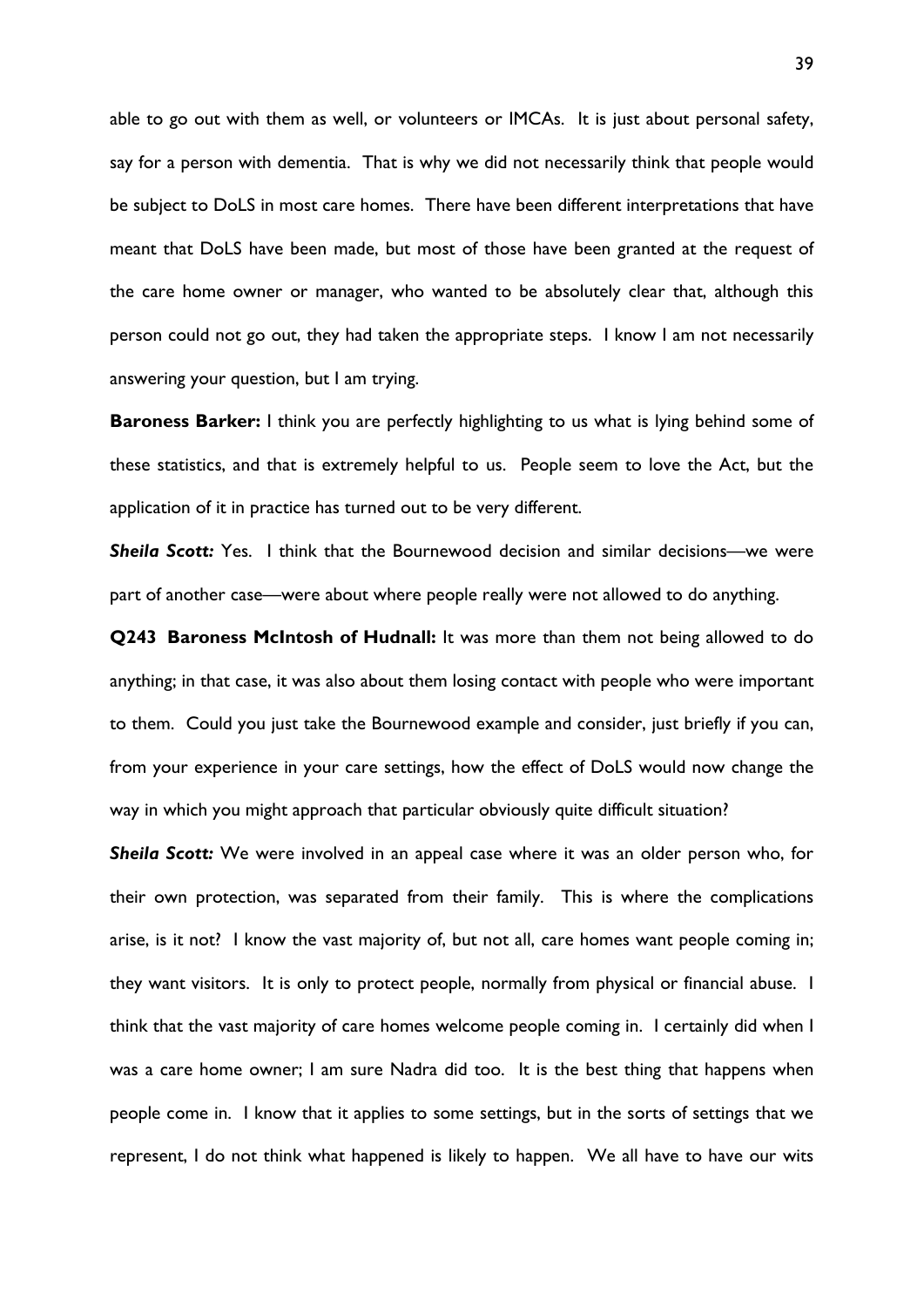able to go out with them as well, or volunteers or IMCAs. It is just about personal safety, say for a person with dementia. That is why we did not necessarily think that people would be subject to DoLS in most care homes. There have been different interpretations that have meant that DoLS have been made, but most of those have been granted at the request of the care home owner or manager, who wanted to be absolutely clear that, although this person could not go out, they had taken the appropriate steps. I know I am not necessarily answering your question, but I am trying.

**Baroness Barker:** I think you are perfectly highlighting to us what is lying behind some of these statistics, and that is extremely helpful to us. People seem to love the Act, but the application of it in practice has turned out to be very different.

***Sheila Scott:*** Yes. I think that the Bournewood decision and similar decisions—we were part of another case—were about where people really were not allowed to do anything.

**Q243 Baroness McIntosh of Hudnall:** It was more than them not being allowed to do anything; in that case, it was also about them losing contact with people who were important to them. Could you just take the Bournewood example and consider, just briefly if you can, from your experience in your care settings, how the effect of DoLS would now change the way in which you might approach that particular obviously quite difficult situation?

***Sheila Scott:*** We were involved in an appeal case where it was an older person who, for their own protection, was separated from their family. This is where the complications arise, is it not? I know the vast majority of, but not all, care homes want people coming in; they want visitors. It is only to protect people, normally from physical or financial abuse. I think that the vast majority of care homes welcome people coming in. I certainly did when I was a care home owner; I am sure Nadra did too. It is the best thing that happens when people come in. I know that it applies to some settings, but in the sorts of settings that we represent, I do not think what happened is likely to happen. We all have to have our wits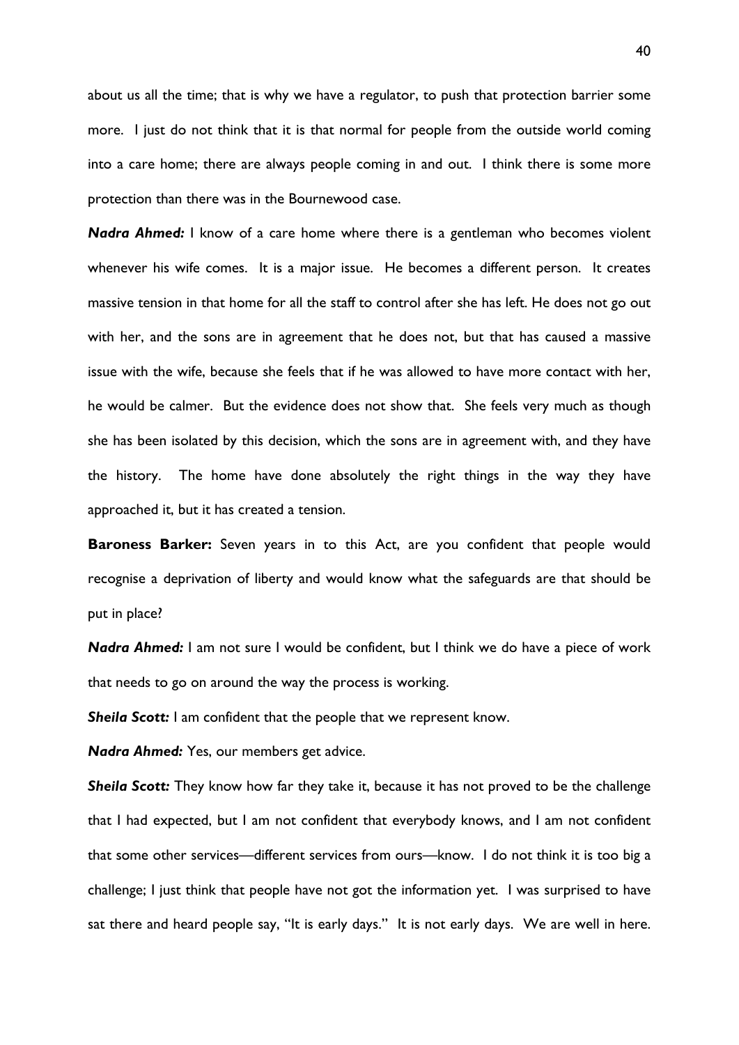about us all the time; that is why we have a regulator, to push that protection barrier some more. I just do not think that it is that normal for people from the outside world coming into a care home; there are always people coming in and out. I think there is some more protection than there was in the Bournewood case.

***Nadra Ahmed:*** I know of a care home where there is a gentleman who becomes violent whenever his wife comes. It is a major issue. He becomes a different person. It creates massive tension in that home for all the staff to control after she has left. He does not go out with her, and the sons are in agreement that he does not, but that has caused a massive issue with the wife, because she feels that if he was allowed to have more contact with her, he would be calmer. But the evidence does not show that. She feels very much as though she has been isolated by this decision, which the sons are in agreement with, and they have the history. The home have done absolutely the right things in the way they have approached it, but it has created a tension.

**Baroness Barker:** Seven years in to this Act, are you confident that people would recognise a deprivation of liberty and would know what the safeguards are that should be put in place?

***Nadra Ahmed:*** I am not sure I would be confident, but I think we do have a piece of work that needs to go on around the way the process is working.

***Sheila Scott:*** I am confident that the people that we represent know.

***Nadra Ahmed:*** Yes, our members get advice.

***Sheila Scott:*** They know how far they take it, because it has not proved to be the challenge that I had expected, but I am not confident that everybody knows, and I am not confident that some other services—different services from ours—know. I do not think it is too big a challenge; I just think that people have not got the information yet. I was surprised to have sat there and heard people say, "It is early days." It is not early days. We are well in here.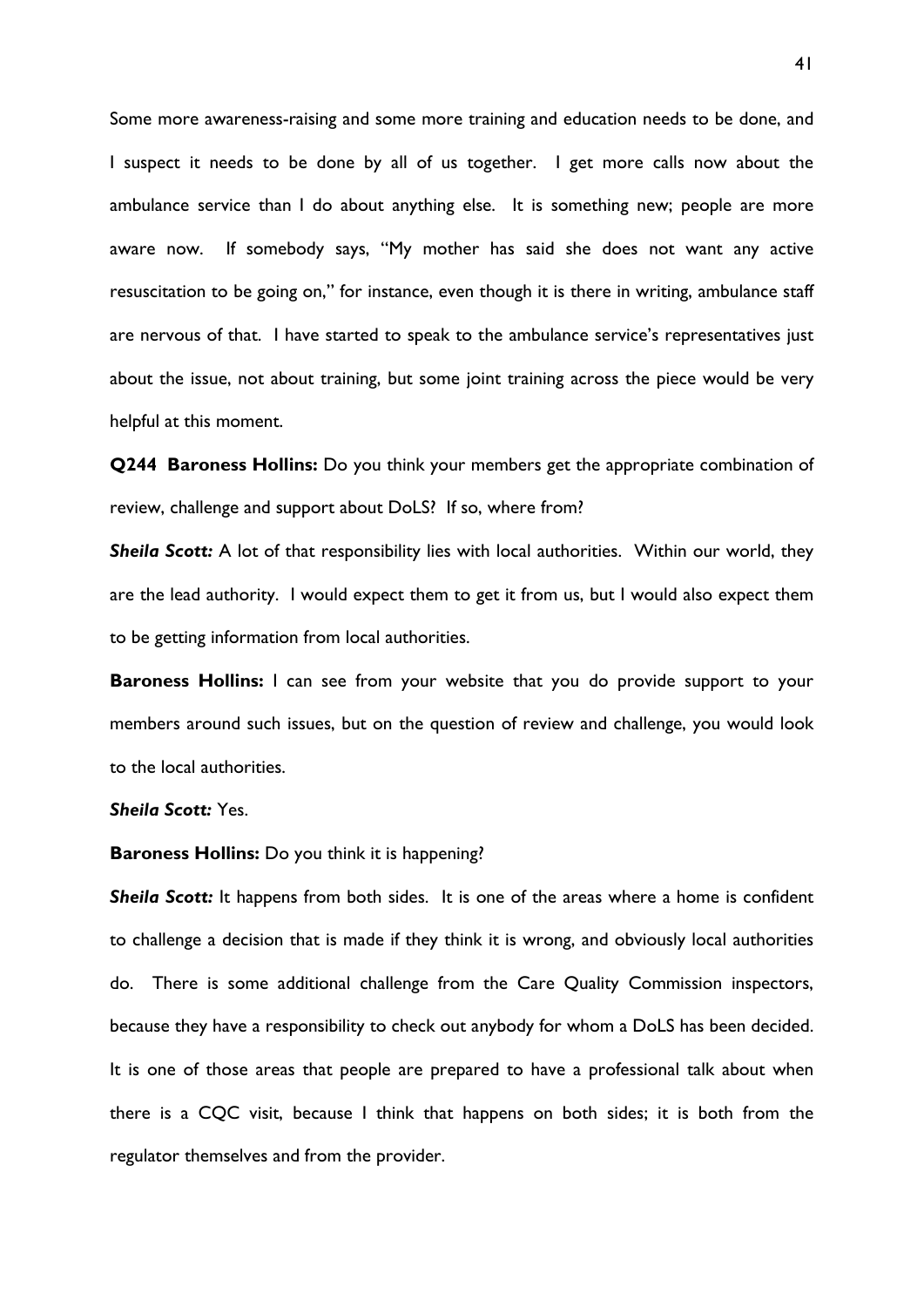Some more awareness-raising and some more training and education needs to be done, and I suspect it needs to be done by all of us together. I get more calls now about the ambulance service than I do about anything else. It is something new; people are more aware now. If somebody says, "My mother has said she does not want any active resuscitation to be going on," for instance, even though it is there in writing, ambulance staff are nervous of that. I have started to speak to the ambulance service's representatives just about the issue, not about training, but some joint training across the piece would be very helpful at this moment.

**Q244 Baroness Hollins:** Do you think your members get the appropriate combination of review, challenge and support about DoLS? If so, where from?

***Sheila Scott:*** A lot of that responsibility lies with local authorities. Within our world, they are the lead authority. I would expect them to get it from us, but I would also expect them to be getting information from local authorities.

**Baroness Hollins:** I can see from your website that you do provide support to your members around such issues, but on the question of review and challenge, you would look to the local authorities.

***Sheila Scott:*** Yes.

**Baroness Hollins:** Do you think it is happening?

***Sheila Scott:*** It happens from both sides. It is one of the areas where a home is confident to challenge a decision that is made if they think it is wrong, and obviously local authorities do. There is some additional challenge from the Care Quality Commission inspectors, because they have a responsibility to check out anybody for whom a DoLS has been decided. It is one of those areas that people are prepared to have a professional talk about when there is a CQC visit, because I think that happens on both sides; it is both from the regulator themselves and from the provider.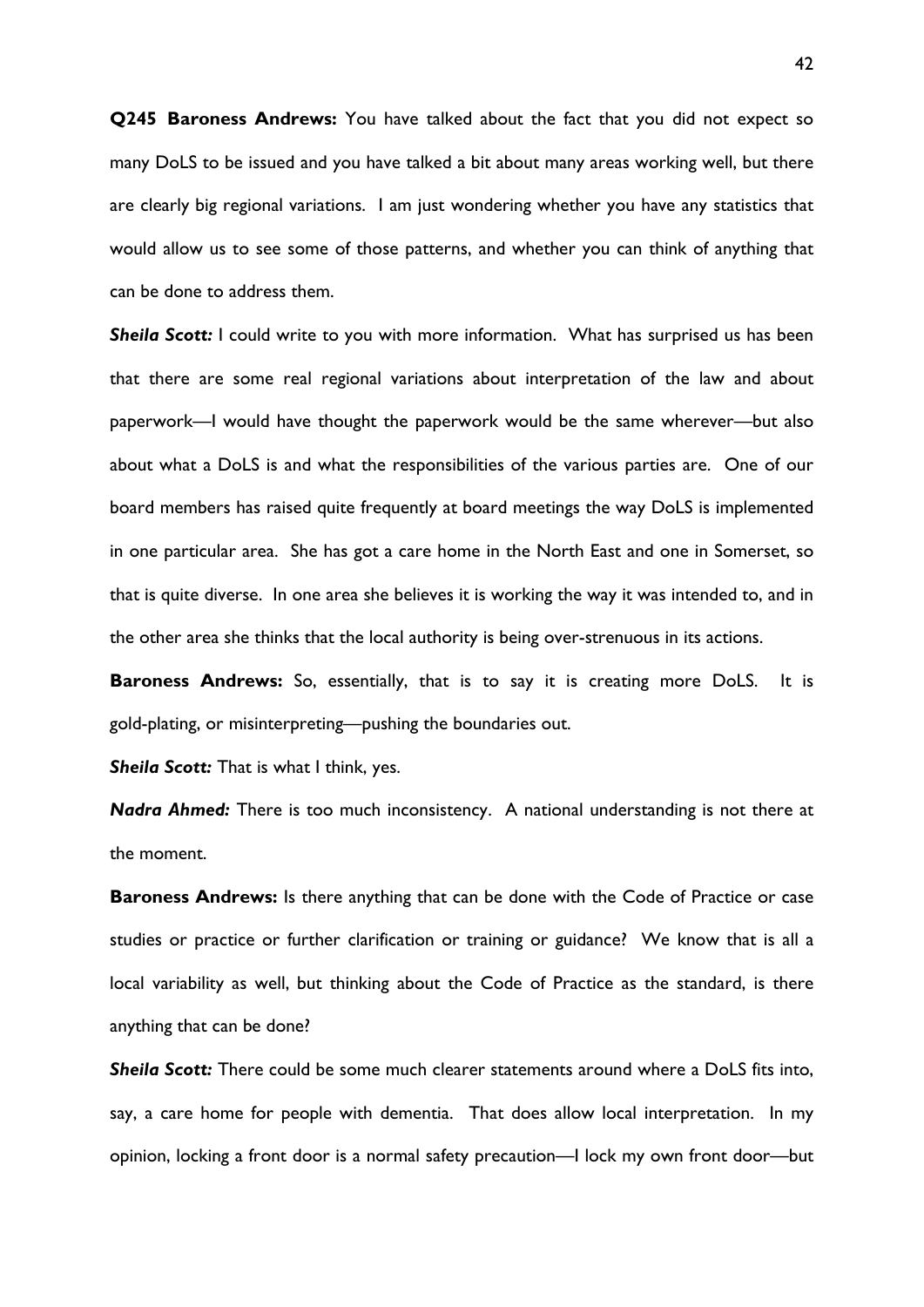**Q245 Baroness Andrews:** You have talked about the fact that you did not expect so many DoLS to be issued and you have talked a bit about many areas working well, but there are clearly big regional variations. I am just wondering whether you have any statistics that would allow us to see some of those patterns, and whether you can think of anything that can be done to address them.

***Sheila Scott:*** I could write to you with more information. What has surprised us has been that there are some real regional variations about interpretation of the law and about paperwork—I would have thought the paperwork would be the same wherever—but also about what a DoLS is and what the responsibilities of the various parties are. One of our board members has raised quite frequently at board meetings the way DoLS is implemented in one particular area. She has got a care home in the North East and one in Somerset, so that is quite diverse. In one area she believes it is working the way it was intended to, and in the other area she thinks that the local authority is being over-strenuous in its actions.

**Baroness Andrews:** So, essentially, that is to say it is creating more DoLS. It is gold-plating, or misinterpreting—pushing the boundaries out.

***Sheila Scott:*** That is what I think, yes.

***Nadra Ahmed:*** There is too much inconsistency. A national understanding is not there at the moment.

**Baroness Andrews:** Is there anything that can be done with the Code of Practice or case studies or practice or further clarification or training or guidance? We know that is all a local variability as well, but thinking about the Code of Practice as the standard, is there anything that can be done?

***Sheila Scott:*** There could be some much clearer statements around where a DoLS fits into, say, a care home for people with dementia. That does allow local interpretation. In my opinion, locking a front door is a normal safety precaution—I lock my own front door—but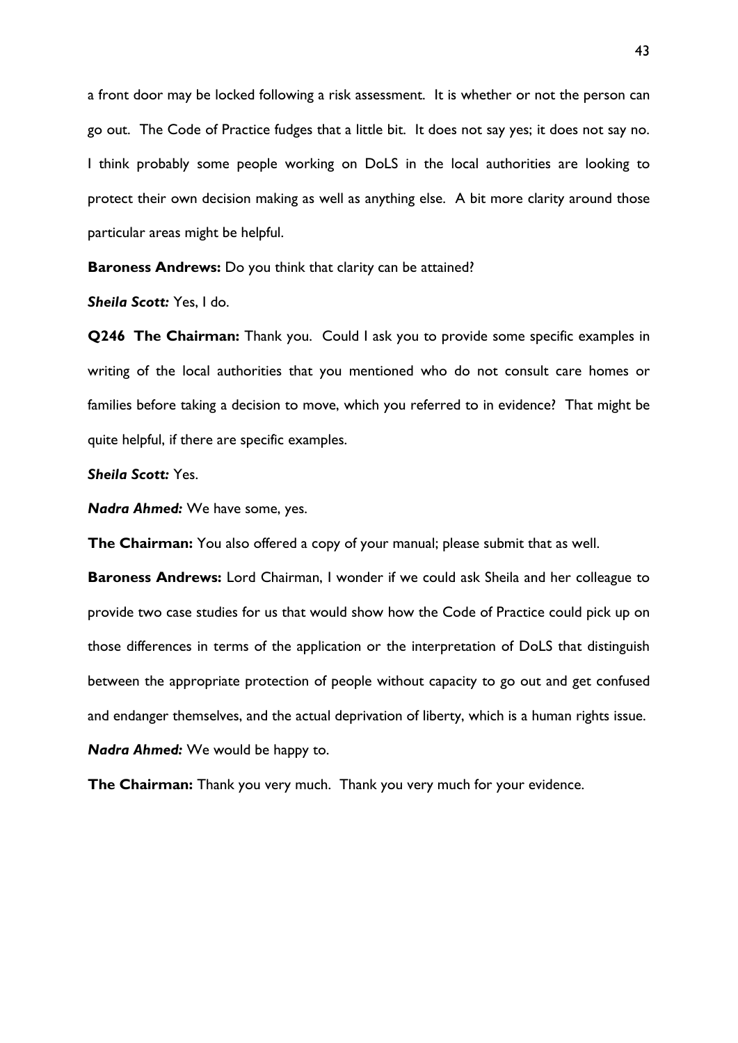a front door may be locked following a risk assessment. It is whether or not the person can go out. The Code of Practice fudges that a little bit. It does not say yes; it does not say no. I think probably some people working on DoLS in the local authorities are looking to protect their own decision making as well as anything else. A bit more clarity around those particular areas might be helpful.

**Baroness Andrews:** Do you think that clarity can be attained?

***Sheila Scott:*** Yes, I do.

**Q246 The Chairman:** Thank you. Could I ask you to provide some specific examples in writing of the local authorities that you mentioned who do not consult care homes or families before taking a decision to move, which you referred to in evidence? That might be quite helpful, if there are specific examples.

***Sheila Scott:*** Yes.

***Nadra Ahmed:*** We have some, yes.

**The Chairman:** You also offered a copy of your manual; please submit that as well.

**Baroness Andrews:** Lord Chairman, I wonder if we could ask Sheila and her colleague to provide two case studies for us that would show how the Code of Practice could pick up on those differences in terms of the application or the interpretation of DoLS that distinguish between the appropriate protection of people without capacity to go out and get confused and endanger themselves, and the actual deprivation of liberty, which is a human rights issue.

***Nadra Ahmed:*** We would be happy to.

**The Chairman:** Thank you very much. Thank you very much for your evidence.